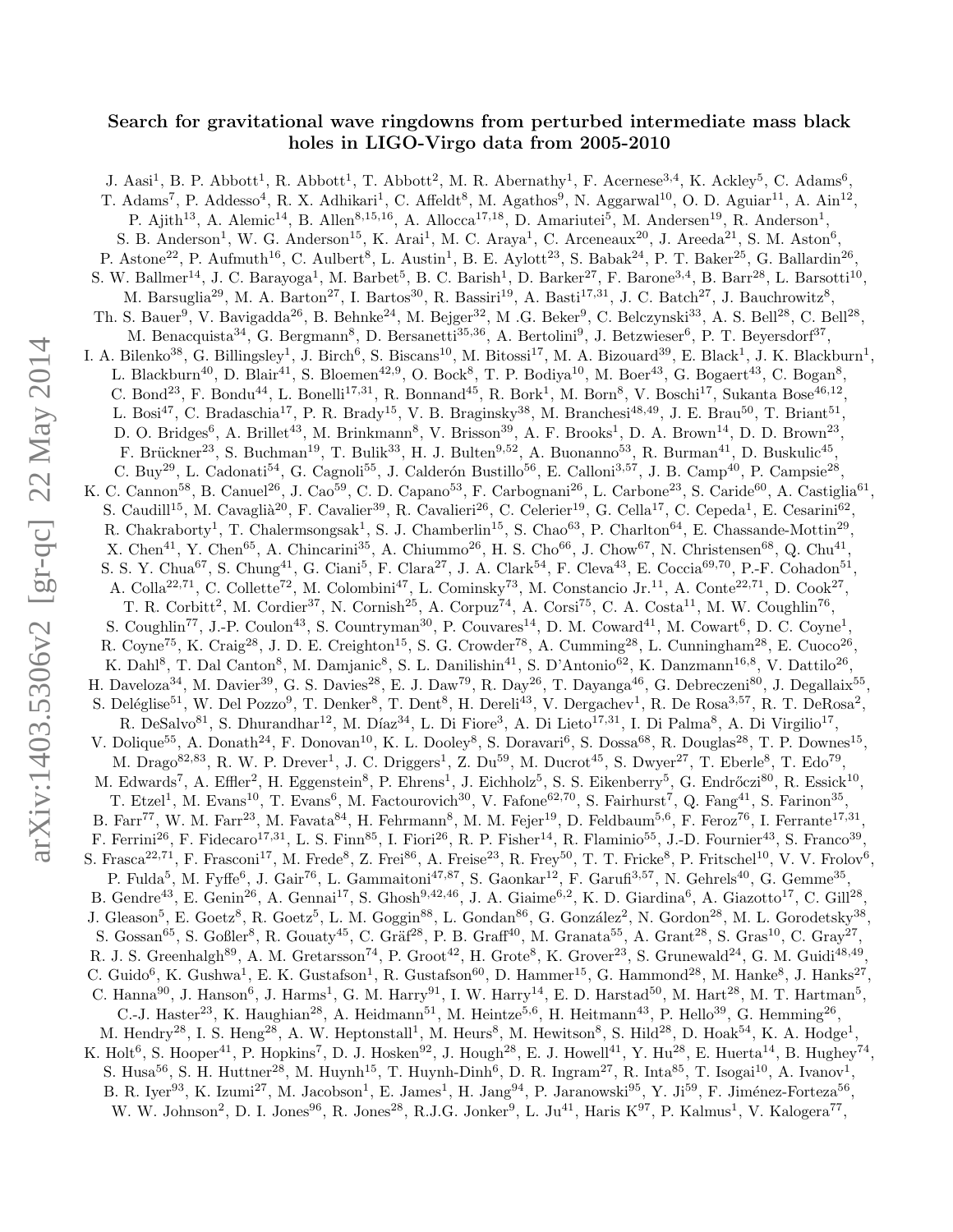# Search for gravitational wave ringdowns from perturbed intermediate mass black holes in LIGO-Virgo data from 2005-2010

J. Aasi[1], B. P. Abbott[1], R. Abbott[1], T. Abbott[2], M. R. Abernathy[1], F. Acernese[3,4], K. Ackley[5], C. Adams[6], T. Adams[7], P. Addesso[4], R. X. Adhikari[1], C. Affeldt[8], M. Agathos[9], N. Aggarwal[10], O. D. Aguiar[11], A. Ain[12], P. Ajith[13], A. Alemic[14], B. Allen[8,15,16], A. Allocca[17,18], D. Amariutei[5], M. Andersen[19], R. Anderson[1], S. B. Anderson[1], W. G. Anderson[15], K. Arai[1], M. C. Araya[1], C. Arceneaux[20], J. Areeda[21], S. M. Aston[6], P. Astone[22], P. Aufmuth[16], C. Aulbert[8], L. Austin[1], B. E. Aylott[23], S. Babak[24], P. T. Baker[25], G. Ballardin[26], S. W. Ballmer[14], J. C. Barayoga[1], M. Barbet[5], B. C. Barish[1], D. Barker[27], F. Barone[3,4], B. Barr[28], L. Barsotti[10], M. Barsuglia[29], M. A. Barton[27], I. Bartos[30], R. Bassiri[19], A. Basti[17,31], J. C. Batch[27], J. Bauchrowitz[8], Th. S. Bauer[9], V. Bavigadda[26], B. Behnke[24], M. Bejger[32], M .G. Beker[9], C. Belczynski[33], A. S. Bell[28], C. Bell[28], M. Benacquista[34], G. Bergmann[8], D. Bersanetti[35,36], A. Bertolini[9], J. Betzwieser[6], P. T. Beyersdorf[37], I. A. Bilenko[38], G. Billingsley[1], J. Birch[6], S. Biscans[10], M. Bitossi[17], M. A. Bizouard[39], E. Black[1], J. K. Blackburn[1], L. Blackburn[40], D. Blair[41], S. Bloemen[42,9], O. Bock[8], T. P. Bodiya[10], M. Boer[43], G. Bogaert[43], C. Bogan[8], C. Bond[23], F. Bondu[44], L. Bonelli[17,31], R. Bonnand[45], R. Bork[1], M. Born[8], V. Boschi[17], Sukanta Bose[46,12], L. Bosi[47], C. Bradaschia[17], P. R. Brady[15], V. B. Braginsky[38], M. Branchesi[48,49], J. E. Brau[50], T. Briant[51], D. O. Bridges[6], A. Brillet[43], M. Brinkmann[8], V. Brisson[39], A. F. Brooks[1], D. A. Brown[14], D. D. Brown[23], F. Brückner[23], S. Buchman[19], T. Bulik[33], H. J. Bulten[9,52], A. Buonanno[53], R. Burman[41], D. Buskulic[45], C. Buy[29], L. Cadonati[54], G. Cagnoli[55], J. Calderón Bustillo[56], E. Calloni[3,57], J. B. Camp[40], P. Campsie[28], K. C. Cannon[58], B. Canuel[26], J. Cao[59], C. D. Capano[53], F. Carbognani[26], L. Carbone[23], S. Caride[60], A. Castiglia[61], S. Caudill[15], M. Cavaglià[20], F. Cavalier[39], R. Cavalieri[26], C. Celerier[19], G. Cella[17], C. Cepeda[1], E. Cesarini[62], R. Chakraborty[1], T. Chalermsongsak[1], S. J. Chamberlin[15], S. Chao[63], P. Charlton[64], E. Chassande-Mottin[29], X. Chen[41], Y. Chen[65], A. Chincarini[35], A. Chiummo[26], H. S. Cho[66], J. Chow[67], N. Christensen[68], Q. Chu[41], S. S. Y. Chua[67], S. Chung[41], G. Ciani[5], F. Clara[27], J. A. Clark[54], F. Cleva[43], E. Coccia[69,70], P.-F. Cohadon[51], A. Colla[22,71], C. Collette[72], M. Colombini[47], L. Cominsky[73], M. Constancio Jr.[11], A. Conte[22,71], D. Cook[27], T. R. Corbitt[2], M. Cordier[37], N. Cornish[25], A. Corpuz[74], A. Corsi[75], C. A. Costa[11], M. W. Coughlin[76], S. Coughlin[77], J.-P. Coulon[43], S. Countryman[30], P. Couvares[14], D. M. Coward[41], M. Cowart[6], D. C. Coyne[1], R. Coyne[75], K. Craig[28], J. D. E. Creighton[15], S. G. Crowder[78], A. Cumming[28], L. Cunningham[28], E. Cuoco[26], K. Dahl[8], T. Dal Canton[8], M. Damjanic[8], S. L. Danilishin[41], S. D'Antonio[62], K. Danzmann[16,8], V. Dattilo[26], H. Daveloza[34], M. Davier[39], G. S. Davies[28], E. J. Daw[79], R. Day[26], T. Dayanga[46], G. Debreczeni[80], J. Degallaix[55], S. Deléglise[51], W. Del Pozzo[9], T. Denker[8], T. Dent[8], H. Dereli[43], V. Dergachev[1], R. De Rosa[3,57], R. T. DeRosa[2], R. DeSalvo[81], S. Dhurandhar[12], M. Díaz[34], L. Di Fiore[3], A. Di Lieto[17,31], I. Di Palma[8], A. Di Virgilio[17], V. Dolique[55], A. Donath[24], F. Donovan[10], K. L. Dooley[8], S. Doravari[6], S. Dossa[68], R. Douglas[28], T. P. Downes[15], M. Drago[82,83], R. W. P. Drever[1], J. C. Driggers[1], Z. Du[59], M. Ducrot[45], S. Dwyer[27], T. Eberle[8], T. Edo[79], M. Edwards[7], A. Effler[2], H. Eggenstein[8], P. Ehrens[1], J. Eichholz[5], S. S. Eikenberry[5], G. Endrőczi[80], R. Essick[10], T. Etzel[1], M. Evans[10], T. Evans[6], M. Factourovich[30], V. Fafone[62,70], S. Fairhurst[7], Q. Fang[41], S. Farinon[35], B. Farr[77], W. M. Farr[23], M. Favata[84], H. Fehrmann[8], M. M. Fejer[19], D. Feldbaum[5,6], F. Feroz[76], I. Ferrante[17,31], F. Ferrini[26], F. Fidecaro[17,31], L. S. Finn[85], I. Fiori[26], R. P. Fisher[14], R. Flaminio[55], J.-D. Fournier[43], S. Franco[39], S. Frasca[22,71], F. Frasconi[17], M. Frede[8], Z. Frei[86], A. Freise[23], R. Frey[50], T. T. Fricke[8], P. Fritschel[10], V. V. Frolov[6], P. Fulda[5], M. Fyffe[6], J. Gair[76], L. Gammaitoni[47,87], S. Gaonkar[12], F. Garufi[3,57], N. Gehrels[40], G. Gemme[35], B. Gendre[43], E. Genin[26], A. Gennai[17], S. Ghosh[9,42,46], J. A. Giaime[6,2], K. D. Giardina[6], A. Giazotto[17], C. Gill[28], J. Gleason[5], E. Goetz[8], R. Goetz[5], L. M. Goggin[88], L. Gondan[86], G. González[2], N. Gordon[28], M. L. Gorodetsky[38], S. Gossan[65], S. Goßler[8], R. Gouaty[45], C. Gräf[28], P. B. Graff[40], M. Granata[55], A. Grant[28], S. Gras[10], C. Gray[27], R. J. S. Greenhalgh[89], A. M. Gretarsson[74], P. Groot[42], H. Grote[8], K. Grover[23], S. Grunewald[24], G. M. Guidi[48,49], C. Guido[6], K. Gushwa[1], E. K. Gustafson[1], R. Gustafson[60], D. Hammer[15], G. Hammond[28], M. Hanke[8], J. Hanks[27], C. Hanna[90], J. Hanson[6], J. Harms[1], G. M. Harry[91], I. W. Harry[14], E. D. Harstad[50], M. Hart[28], M. T. Hartman[5], C.-J. Haster[23], K. Haughian[28], A. Heidmann[51], M. Heintze[5,6], H. Heitmann[43], P. Hello[39], G. Hemming[26], M. Hendry[28], I. S. Heng[28], A. W. Heptonstall[1], M. Heurs[8], M. Hewitson[8], S. Hild[28], D. Hoak[54], K. A. Hodge[1], K. Holt[6], S. Hooper[41], P. Hopkins[7], D. J. Hosken[92], J. Hough[28], E. J. Howell[41], Y. Hu[28], E. Huerta[14], B. Hughey[74], S. Husa[56], S. H. Huttner[28], M. Huynh[15], T. Huynh-Dinh[6], D. R. Ingram[27], R. Inta[85], T. Isogai[10], A. Ivanov[1], B. R. Iyer[93], K. Izumi[27], M. Jacobson[1], E. James[1], H. Jang[94], P. Jaranowski[95], Y. Ji[59], F. Jiménez-Forteza[56], W. W. Johnson[2], D. I. Jones[96], R. Jones[28], R.J.G. Jonker[9], L. Ju[41], Haris K[97], P. Kalmus[1], V. Kalogera[77],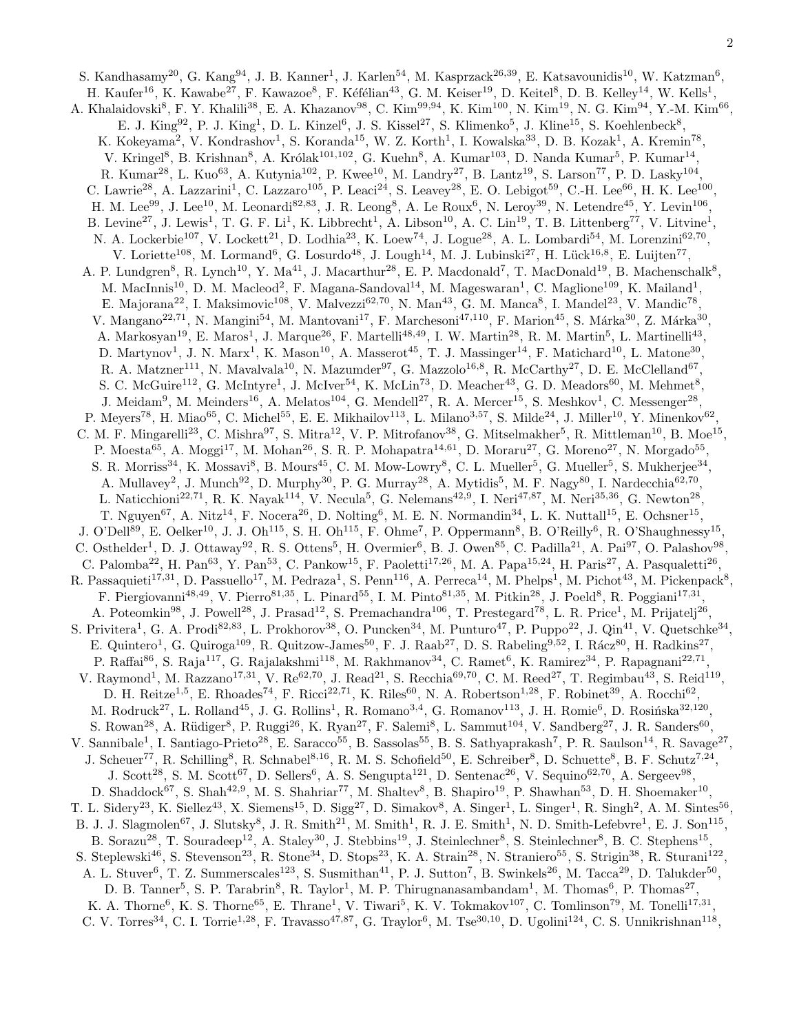S. Kandhasamy[20], G. Kang[94], J. B. Kanner[1], J. Karlen[54], M. Kasprzack[26,39], E. Katsavounidis[10], W. Katzman[6], H. Kaufer[16], K. Kawabe[27], F. Kawazoe[8], F. Kéfélian[43], G. M. Keiser[19], D. Keitel[8], D. B. Kelley[14], W. Kells[1], A. Khalaidovski[8], F. Y. Khalili[38], E. A. Khazanov[98], C. Kim[99,94], K. Kim[100], N. Kim[19], N. G. Kim[94], Y.-M. Kim[66], E. J. King[92], P. J. King[1], D. L. Kinzel[6], J. S. Kissel[27], S. Klimenko[5], J. Kline[15], S. Koehlenbeck[8], K. Kokeyama[2], V. Kondrashov[1], S. Koranda[15], W. Z. Korth[1], I. Kowalska[33], D. B. Kozak[1], A. Kremin[78], V. Kringel[8], B. Krishnan[8], A. Królak[101,102], G. Kuehn[8], A. Kumar[103], D. Nanda Kumar[5], P. Kumar[14], R. Kumar[28], L. Kuo[63], A. Kutynia[102], P. Kwee[10], M. Landry[27], B. Lantz[19], S. Larson[77], P. D. Lasky[104], C. Lawrie[28], A. Lazzarini[1], C. Lazzaro[105], P. Leaci[24], S. Leavey[28], E. O. Lebigot[59], C.-H. Lee[66], H. K. Lee[100], H. M. Lee[99], J. Lee[10], M. Leonardi[82,83], J. R. Leong[8], A. Le Roux[6], N. Leroy[39], N. Letendre[45], Y. Levin[106], B. Levine[27], J. Lewis[1], T. G. F. Li[1], K. Libbrecht[1], A. Libson[10], A. C. Lin[19], T. B. Littenberg[77], V. Litvine[1], N. A. Lockerbie[107], V. Lockett[21], D. Lodhia[23], K. Loew[74], J. Logue[28], A. L. Lombardi[54], M. Lorenzini[62,70], V. Loriette[108], M. Lormand[6], G. Losurdo[48], J. Lough[14], M. J. Lubinski[27], H. Lück[16,8], E. Luijten[77], A. P. Lundgren[8], R. Lynch[10], Y. Ma[41], J. Macarthur[28], E. P. Macdonald[7], T. MacDonald[19], B. Machenschalk[8], M. MacInnis[10], D. M. Macleod[2], F. Magana-Sandoval[14], M. Mageswaran[1], C. Maglione[109], K. Mailand[1], E. Majorana[22], I. Maksimovic[108], V. Malvezzi[62,70], N. Man[43], G. M. Manca[8], I. Mandel[23], V. Mandic[78], V. Mangano[22,71], N. Mangini[54], M. Mantovani[17], F. Marchesoni[47,110], F. Marion[45], S. Márka[30], Z. Márka[30], A. Markosyan[19], E. Maros[1], J. Marque[26], F. Martelli[48,49], I. W. Martin[28], R. M. Martin[5], L. Martinelli[43], D. Martynov[1], J. N. Marx[1], K. Mason[10], A. Masserot[45], T. J. Massinger[14], F. Matichard[10], L. Matone[30], R. A. Matzner[111], N. Mavalvala[10], N. Mazumder[97], G. Mazzolo[16,8], R. McCarthy[27], D. E. McClelland[67], S. C. McGuire[112], G. McIntyre[1], J. McIver[54], K. McLin[73], D. Meacher[43], G. D. Meadors[60], M. Mehmet[8], J. Meidam[9], M. Meinders[16], A. Melatos[104], G. Mendell[27], R. A. Mercer[15], S. Meshkov[1], C. Messenger[28], P. Meyers[78], H. Miao[65], C. Michel[55], E. E. Mikhailov[113], L. Milano[3,57], S. Milde[24], J. Miller[10], Y. Minenkov[62], C. M. F. Mingarelli[23], C. Mishra[97], S. Mitra[12], V. P. Mitrofanov[38], G. Mitselmakher[5], R. Mittleman[10], B. Moe[15], P. Moesta[65], A. Moggi[17], M. Mohan[26], S. R. P. Mohapatra[14,61], D. Moraru[27], G. Moreno[27], N. Morgado[55], S. R. Morriss[34], K. Mossavi[8], B. Mours[45], C. M. Mow-Lowry[8], C. L. Mueller[5], G. Mueller[5], S. Mukherjee[34], A. Mullavey[2], J. Munch[92], D. Murphy[30], P. G. Murray[28], A. Mytidis[5], M. F. Nagy[80], I. Nardecchia[62,70], L. Naticchioni[22,71], R. K. Nayak[114], V. Necula[5], G. Nelemans[42,9], I. Neri[47,87], M. Neri[35,36], G. Newton[28], T. Nguyen[67], A. Nitz[14], F. Nocera[26], D. Nolting[6], M. E. N. Normandin[34], L. K. Nuttall[15], E. Ochsner[15], J. O'Dell[89], E. Oelker[10], J. J. Oh[115], S. H. Oh[115], F. Ohme[7], P. Oppermann[8], B. O'Reilly[6], R. O'Shaughnessy[15], C. Osthelder[1], D. J. Ottaway[92], R. S. Ottens[5], H. Overmier[6], B. J. Owen[85], C. Padilla[21], A. Pai[97], O. Palashov[98], C. Palomba[22], H. Pan[63], Y. Pan[53], C. Pankow[15], F. Paoletti[17,26], M. A. Papa[15,24], H. Paris[27], A. Pasqualetti[26], R. Passaquieti[17,31], D. Passuello[17], M. Pedraza[1], S. Penn[116], A. Perreca[14], M. Phelps[1], M. Pichot[43], M. Pickenpack[8], F. Piergiovanni[48,49], V. Pierro[81,35], L. Pinard[55], I. M. Pinto[81,35], M. Pitkin[28], J. Poeld[8], R. Poggiani[17,31], A. Poteomkin[98], J. Powell[28], J. Prasad[12], S. Premachandra[106], T. Prestegard[78], L. R. Price[1], M. Prijatelj[26], S. Privitera[1], G. A. Prodi[82,83], L. Prokhorov[38], O. Puncken[34], M. Punturo[47], P. Puppo[22], J. Qin[41], V. Quetschke[34], E. Quintero[1], G. Quiroga[109], R. Quitzow-James[50], F. J. Raab[27], D. S. Rabeling[9,52], I. Rácz[80], H. Radkins[27], P. Raffai[86], S. Raja[117], G. Rajalakshmi[118], M. Rakhmanov[34], C. Ramet[6], K. Ramirez[34], P. Rapagnani[22,71], V. Raymond[1], M. Razzano[17,31], V. Re[62,70], J. Read[21], S. Recchia[69,70], C. M. Reed[27], T. Regimbau[43], S. Reid[119], D. H. Reitze[1,5], E. Rhoades[74], F. Ricci[22,71], K. Riles[60], N. A. Robertson[1,28], F. Robinet[39], A. Rocchi[62], M. Rodruck[27], L. Rolland[45], J. G. Rollins[1], R. Romano[3,4], G. Romanov[113], J. H. Romie[6], D. Rosińska[32,120], S. Rowan[28], A. Rüdiger[8], P. Ruggi[26], K. Ryan[27], F. Salemi[8], L. Sammut[104], V. Sandberg[27], J. R. Sanders[60], V. Sannibale[1], I. Santiago-Prieto[28], E. Saracco[55], B. Sassolas[55], B. S. Sathyaprakash[7], P. R. Saulson[14], R. Savage[27], J. Scheuer[77], R. Schilling[8], R. Schnabel[8,16], R. M. S. Schofield[50], E. Schreiber[8], D. Schuette[8], B. F. Schutz[7,24], J. Scott[28], S. M. Scott[67], D. Sellers[6], A. S. Sengupta[121], D. Sentenac[26], V. Sequino[62,70], A. Sergeev[98], D. Shaddock[67], S. Shah[42,9], M. S. Shahriar[77], M. Shaltev[8], B. Shapiro[19], P. Shawhan[53], D. H. Shoemaker[10], T. L. Sidery[23], K. Siellez[43], X. Siemens[15], D. Sigg[27], D. Simakov[8], A. Singer[1], L. Singer[1], R. Singh[2], A. M. Sintes[56], B. J. J. Slagmolen[67], J. Slutsky[8], J. R. Smith[21], M. Smith[1], R. J. E. Smith[1], N. D. Smith-Lefebvre[1], E. J. Son[115], B. Sorazu[28], T. Souradeep[12], A. Staley[30], J. Stebbins[19], J. Steinlechner[8], S. Steinlechner[8], B. C. Stephens[15], S. Steplewski[46], S. Stevenson[23], R. Stone[34], D. Stops[23], K. A. Strain[28], N. Straniero[55], S. Strigin[38], R. Sturani[122], A. L. Stuver[6], T. Z. Summerscales[123], S. Susmithan[41], P. J. Sutton[7], B. Swinkels[26], M. Tacca[29], D. Talukder[50], D. B. Tanner[5], S. P. Tarabrin[8], R. Taylor[1], M. P. Thirugnanasambandam[1], M. Thomas[6], P. Thomas[27], K. A. Thorne[6], K. S. Thorne[65], E. Thrane[1], V. Tiwari[5], K. V. Tokmakov[107], C. Tomlinson[79], M. Tonelli[17,31], C. V. Torres[34], C. I. Torrie[1,28], F. Travasso[47,87], G. Traylor[6], M. Tse[30,10], D. Ugolini[124], C. S. Unnikrishnan[118],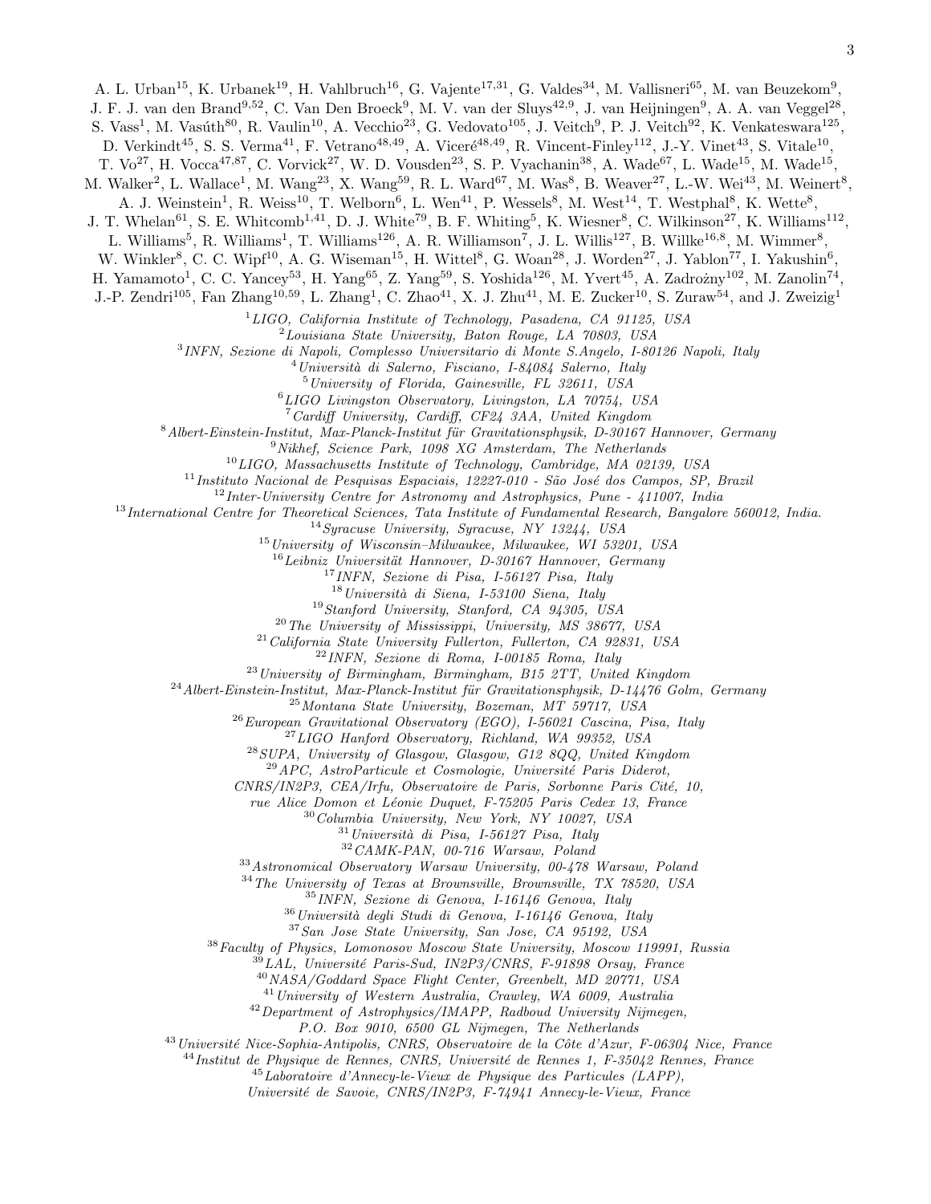A. L. Urban[15], K. Urbanek[19], H. Vahlbruch[16], G. Vajente[17,31], G. Valdes[34], M. Vallisneri[65], M. van Beuzekom[9], J. F. J. van den Brand[9,52], C. Van Den Broeck[9], M. V. van der Sluys[42,9], J. van Heijningen[9], A. A. van Veggel[28], S. Vass[1], M. Vasúth[80], R. Vaulin[10], A. Vecchio[23], G. Vedovato[105], J. Veitch[9], P. J. Veitch[92], K. Venkateswara[125], D. Verkindt[45], S. S. Verma[41], F. Vetrano[48,49], A. Viceré[48,49], R. Vincent-Finley[112], J.-Y. Vinet[43], S. Vitale[10], T. Vo[27], H. Vocca[47,87], C. Vorvick[27], W. D. Vousden[23], S. P. Vyachanin[38], A. Wade[67], L. Wade[15], M. Wade[15], M. Walker[2], L. Wallace[1], M. Wang[23], X. Wang[59], R. L. Ward[67], M. Was[8], B. Weaver[27], L.-W. Wei[43], M. Weinert[8], A. J. Weinstein[1], R. Weiss[10], T. Welborn[6], L. Wen[41], P. Wessels[8], M. West[14], T. Westphal[8], K. Wette[8], J. T. Whelan[61], S. E. Whitcomb[1,41], D. J. White[79], B. F. Whiting[5], K. Wiesner[8], C. Wilkinson[27], K. Williams[112], L. Williams[5], R. Williams[1], T. Williams[126], A. R. Williamson[7], J. L. Willis[127], B. Willke[16,8], M. Wimmer[8], W. Winkler[8], C. C. Wipf[10], A. G. Wiseman[15], H. Wittel[8], G. Woan[28], J. Worden[27], J. Yablon[77], I. Yakushin[6], H. Yamamoto[1], C. C. Yancey[53], H. Yang[65], Z. Yang[59], S. Yoshida[126], M. Yvert[45], A. Zadrożny[102], M. Zanolin[74], J.-P. Zendri[105], Fan Zhang[10,59], L. Zhang[1], C. Zhao[41], X. J. Zhu[41], M. E. Zucker[10], S. Zuraw[54], and J. Zweizig[1]

[1] *LIGO, California Institute of Technology, Pasadena, CA 91125, USA*
[2] *Louisiana State University, Baton Rouge, LA 70803, USA*
[3] *INFN, Sezione di Napoli, Complesso Universitario di Monte S.Angelo, I-80126 Napoli, Italy*
[4] *Università di Salerno, Fisciano, I-84084 Salerno, Italy*
[5] *University of Florida, Gainesville, FL 32611, USA*
[6] *LIGO Livingston Observatory, Livingston, LA 70754, USA*
[7] *Cardiff University, Cardiff, CF24 3AA, United Kingdom*
[8] *Albert-Einstein-Institut, Max-Planck-Institut für Gravitationsphysik, D-30167 Hannover, Germany*
[9] *Nikhef, Science Park, 1098 XG Amsterdam, The Netherlands*
[10] *LIGO, Massachusetts Institute of Technology, Cambridge, MA 02139, USA*
[11] *Instituto Nacional de Pesquisas Espaciais, 12227-010 - São José dos Campos, SP, Brazil*
[12] *Inter-University Centre for Astronomy and Astrophysics, Pune - 411007, India*
[13] *International Centre for Theoretical Sciences, Tata Institute of Fundamental Research, Bangalore 560012, India.*
[14] *Syracuse University, Syracuse, NY 13244, USA*
[15] *University of Wisconsin–Milwaukee, Milwaukee, WI 53201, USA*
[16] *Leibniz Universität Hannover, D-30167 Hannover, Germany*
[17] *INFN, Sezione di Pisa, I-56127 Pisa, Italy*
[18] *Università di Siena, I-53100 Siena, Italy*
[19] *Stanford University, Stanford, CA 94305, USA*
[20] *The University of Mississippi, University, MS 38677, USA*
[21] *California State University Fullerton, Fullerton, CA 92831, USA*
[22] *INFN, Sezione di Roma, I-00185 Roma, Italy*
[23] *University of Birmingham, Birmingham, B15 2TT, United Kingdom*
[24] *Albert-Einstein-Institut, Max-Planck-Institut für Gravitationsphysik, D-14476 Golm, Germany*
[25] *Montana State University, Bozeman, MT 59717, USA*
[26] *European Gravitational Observatory (EGO), I-56021 Cascina, Pisa, Italy*
[27] *LIGO Hanford Observatory, Richland, WA 99352, USA*
[28] *SUPA, University of Glasgow, Glasgow, G12 8QQ, United Kingdom*
[29] *APC, AstroParticule et Cosmologie, Université Paris Diderot, CNRS/IN2P3, CEA/Irfu, Observatoire de Paris, Sorbonne Paris Cité, 10, rue Alice Domon et Léonie Duquet, F-75205 Paris Cedex 13, France*
[30] *Columbia University, New York, NY 10027, USA*
[31] *Università di Pisa, I-56127 Pisa, Italy*
[32] *CAMK-PAN, 00-716 Warsaw, Poland*
[33] *Astronomical Observatory Warsaw University, 00-478 Warsaw, Poland*
[34] *The University of Texas at Brownsville, Brownsville, TX 78520, USA*
[35] *INFN, Sezione di Genova, I-16146 Genova, Italy*
[36] *Università degli Studi di Genova, I-16146 Genova, Italy*
[37] *San Jose State University, San Jose, CA 95192, USA*
[38] *Faculty of Physics, Lomonosov Moscow State University, Moscow 119991, Russia*
[39] *LAL, Université Paris-Sud, IN2P3/CNRS, F-91898 Orsay, France*
[40] *NASA/Goddard Space Flight Center, Greenbelt, MD 20771, USA*
[41] *University of Western Australia, Crawley, WA 6009, Australia*
[42] *Department of Astrophysics/IMAPP, Radboud University Nijmegen, P.O. Box 9010, 6500 GL Nijmegen, The Netherlands*
[43] *Université Nice-Sophia-Antipolis, CNRS, Observatoire de la Côte d'Azur, F-06304 Nice, France*
[44] *Institut de Physique de Rennes, CNRS, Université de Rennes 1, F-35042 Rennes, France*
[45] *Laboratoire d'Annecy-le-Vieux de Physique des Particules (LAPP), Université de Savoie, CNRS/IN2P3, F-74941 Annecy-le-Vieux, France*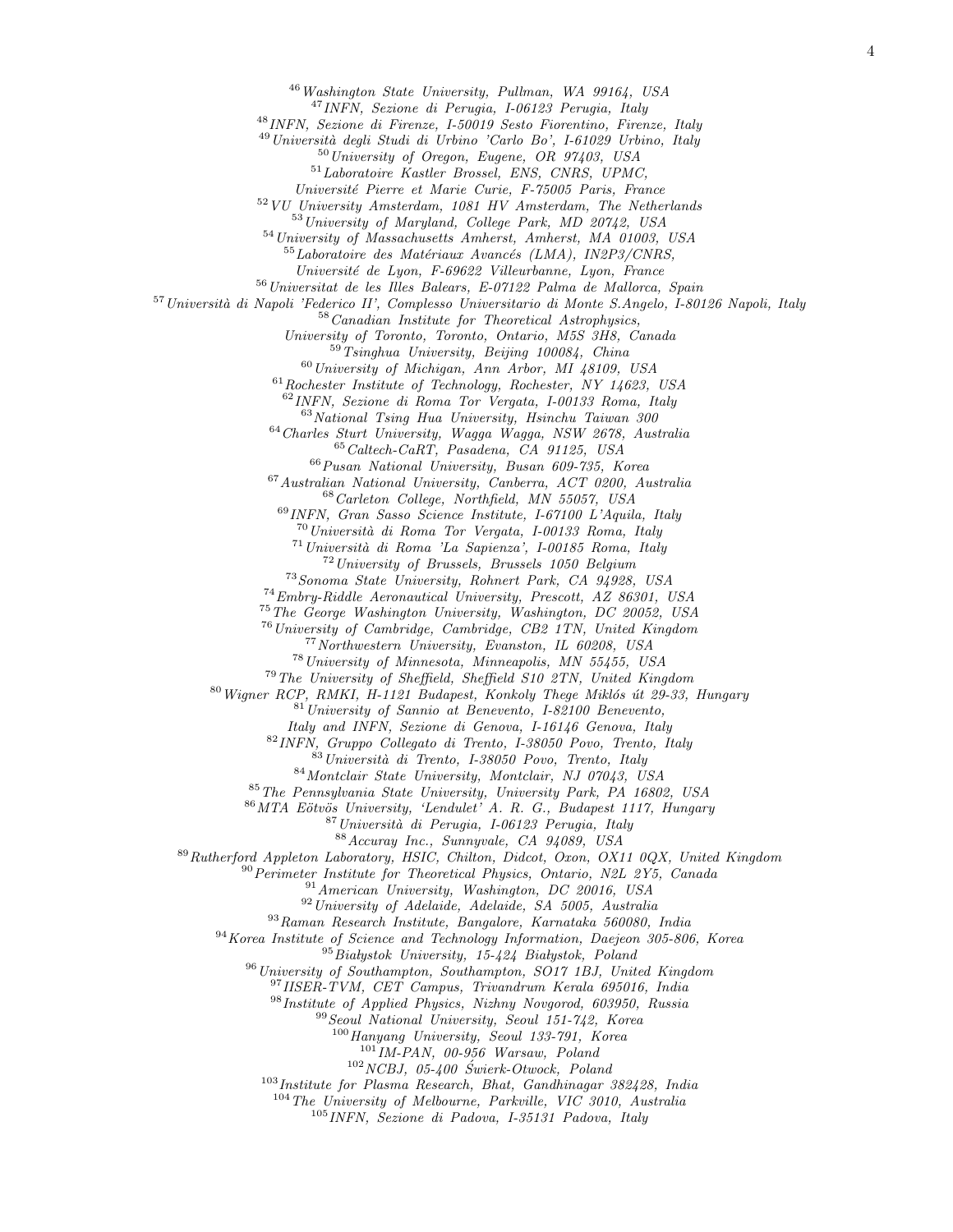[46]*Washington State University, Pullman, WA 99164, USA*
[47]*INFN, Sezione di Perugia, I-06123 Perugia, Italy*
[48]*INFN, Sezione di Firenze, I-50019 Sesto Fiorentino, Firenze, Italy*
[49]*Università degli Studi di Urbino 'Carlo Bo', I-61029 Urbino, Italy*
[50]*University of Oregon, Eugene, OR 97403, USA*
[51]*Laboratoire Kastler Brossel, ENS, CNRS, UPMC, Université Pierre et Marie Curie, F-75005 Paris, France*
[52]*VU University Amsterdam, 1081 HV Amsterdam, The Netherlands*
[53]*University of Maryland, College Park, MD 20742, USA*
[54]*University of Massachusetts Amherst, Amherst, MA 01003, USA*
[55]*Laboratoire des Matériaux Avancés (LMA), IN2P3/CNRS, Université de Lyon, F-69622 Villeurbanne, Lyon, France*
[56]*Universitat de les Illes Balears, E-07122 Palma de Mallorca, Spain*
[57]*Università di Napoli 'Federico II', Complesso Universitario di Monte S.Angelo, I-80126 Napoli, Italy*
[58]*Canadian Institute for Theoretical Astrophysics, University of Toronto, Toronto, Ontario, M5S 3H8, Canada*
[59]*Tsinghua University, Beijing 100084, China*
[60]*University of Michigan, Ann Arbor, MI 48109, USA*
[61]*Rochester Institute of Technology, Rochester, NY 14623, USA*
[62]*INFN, Sezione di Roma Tor Vergata, I-00133 Roma, Italy*
[63]*National Tsing Hua University, Hsinchu Taiwan 300*
[64]*Charles Sturt University, Wagga Wagga, NSW 2678, Australia*
[65]*Caltech-CaRT, Pasadena, CA 91125, USA*
[66]*Pusan National University, Busan 609-735, Korea*
[67]*Australian National University, Canberra, ACT 0200, Australia*
[68]*Carleton College, Northfield, MN 55057, USA*
[69]*INFN, Gran Sasso Science Institute, I-67100 L'Aquila, Italy*
[70]*Università di Roma Tor Vergata, I-00133 Roma, Italy*
[71]*Università di Roma 'La Sapienza', I-00185 Roma, Italy*
[72]*University of Brussels, Brussels 1050 Belgium*
[73]*Sonoma State University, Rohnert Park, CA 94928, USA*
[74]*Embry-Riddle Aeronautical University, Prescott, AZ 86301, USA*
[75]*The George Washington University, Washington, DC 20052, USA*
[76]*University of Cambridge, Cambridge, CB2 1TN, United Kingdom*
[77]*Northwestern University, Evanston, IL 60208, USA*
[78]*University of Minnesota, Minneapolis, MN 55455, USA*
[79]*The University of Sheffield, Sheffield S10 2TN, United Kingdom*
[80]*Wigner RCP, RMKI, H-1121 Budapest, Konkoly Thege Miklós út 29-33, Hungary*
[81]*University of Sannio at Benevento, I-82100 Benevento, Italy and INFN, Sezione di Genova, I-16146 Genova, Italy*
[82]*INFN, Gruppo Collegato di Trento, I-38050 Povo, Trento, Italy*
[83]*Università di Trento, I-38050 Povo, Trento, Italy*
[84]*Montclair State University, Montclair, NJ 07043, USA*
[85]*The Pennsylvania State University, University Park, PA 16802, USA*
[86]*MTA Eötvös University, 'Lendulet' A. R. G., Budapest 1117, Hungary*
[87]*Università di Perugia, I-06123 Perugia, Italy*
[88]*Accuray Inc., Sunnyvale, CA 94089, USA*
[89]*Rutherford Appleton Laboratory, HSIC, Chilton, Didcot, Oxon, OX11 0QX, United Kingdom*
[90]*Perimeter Institute for Theoretical Physics, Ontario, N2L 2Y5, Canada*
[91]*American University, Washington, DC 20016, USA*
[92]*University of Adelaide, Adelaide, SA 5005, Australia*
[93]*Raman Research Institute, Bangalore, Karnataka 560080, India*
[94]*Korea Institute of Science and Technology Information, Daejeon 305-806, Korea*
[95]*Białystok University, 15-424 Białystok, Poland*
[96]*University of Southampton, Southampton, SO17 1BJ, United Kingdom*
[97]*IISER-TVM, CET Campus, Trivandrum Kerala 695016, India*
[98]*Institute of Applied Physics, Nizhny Novgorod, 603950, Russia*
[99]*Seoul National University, Seoul 151-742, Korea*
[100]*Hanyang University, Seoul 133-791, Korea*
[101]*IM-PAN, 00-956 Warsaw, Poland*
[102]*NCBJ, 05-400 Świerk-Otwock, Poland*
[103]*Institute for Plasma Research, Bhat, Gandhinagar 382428, India*
[104]*The University of Melbourne, Parkville, VIC 3010, Australia*
[105]*INFN, Sezione di Padova, I-35131 Padova, Italy*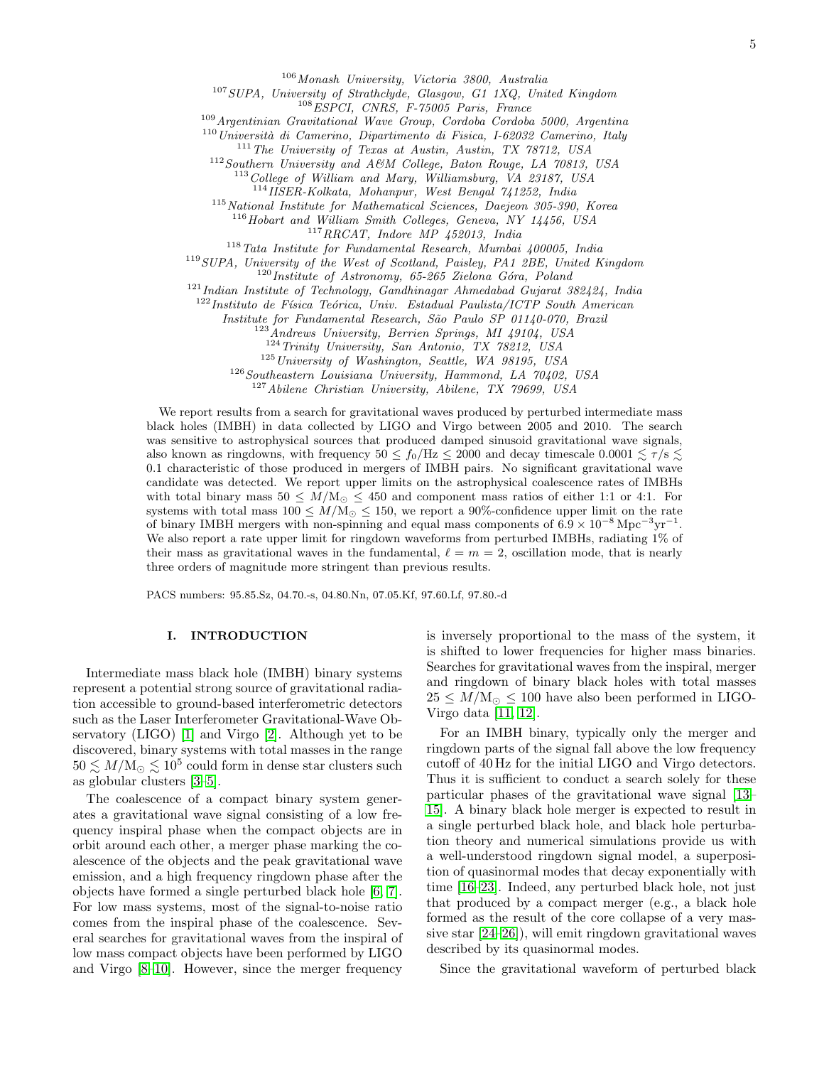[106] *Monash University, Victoria 3800, Australia*
[107] *SUPA, University of Strathclyde, Glasgow, G1 1XQ, United Kingdom*
[108] *ESPCI, CNRS, F-75005 Paris, France*
[109] *Argentinian Gravitational Wave Group, Cordoba Cordoba 5000, Argentina*
[110] *Università di Camerino, Dipartimento di Fisica, I-62032 Camerino, Italy*
[111] *The University of Texas at Austin, Austin, TX 78712, USA*
[112] *Southern University and A&M College, Baton Rouge, LA 70813, USA*
[113] *College of William and Mary, Williamsburg, VA 23187, USA*
[114] *IISER-Kolkata, Mohanpur, West Bengal 741252, India*
[115] *National Institute for Mathematical Sciences, Daejeon 305-390, Korea*
[116] *Hobart and William Smith Colleges, Geneva, NY 14456, USA*
[117] *RRCAT, Indore MP 452013, India*
[118] *Tata Institute for Fundamental Research, Mumbai 400005, India*
[119] *SUPA, University of the West of Scotland, Paisley, PA1 2BE, United Kingdom*
[120] *Institute of Astronomy, 65-265 Zielona Góra, Poland*
[121] *Indian Institute of Technology, Gandhinagar Ahmedabad Gujarat 382424, India*
[122] *Instituto de Física Teórica, Univ. Estadual Paulista/ICTP South American Institute for Fundamental Research, São Paulo SP 01140-070, Brazil*
[123] *Andrews University, Berrien Springs, MI 49104, USA*
[124] *Trinity University, San Antonio, TX 78212, USA*
[125] *University of Washington, Seattle, WA 98195, USA*
[126] *Southeastern Louisiana University, Hammond, LA 70402, USA*
[127] *Abilene Christian University, Abilene, TX 79699, USA*

We report results from a search for gravitational waves produced by perturbed intermediate mass black holes (IMBH) in data collected by LIGO and Virgo between 2005 and 2010. The search was sensitive to astrophysical sources that produced damped sinusoid gravitational wave signals, also known as ringdowns, with frequency $50 \leq f_0/\mathrm{Hz} \leq 2000$ and decay timescale $0.0001 \lesssim \tau/\mathrm{s} \lesssim 0.1$ characteristic of those produced in mergers of IMBH pairs. No significant gravitational wave candidate was detected. We report upper limits on the astrophysical coalescence rates of IMBHs with total binary mass $50 \leq M/\mathrm{M}_\odot \leq 450$ and component mass ratios of either 1:1 or 4:1. For systems with total mass $100 \leq M/\mathrm{M}_\odot \leq 150$, we report a 90%-confidence upper limit on the rate of binary IMBH mergers with non-spinning and equal mass components of $6.9 \times 10^{-8}\,\mathrm{Mpc}^{-3}\mathrm{yr}^{-1}$. We also report a rate upper limit for ringdown waveforms from perturbed IMBHs, radiating 1% of their mass as gravitational waves in the fundamental, $\ell = m = 2$, oscillation mode, that is nearly three orders of magnitude more stringent than previous results.

PACS numbers: 95.85.Sz, 04.70.-s, 04.80.Nn, 07.05.Kf, 97.60.Lf, 97.80.-d

## I. INTRODUCTION

Intermediate mass black hole (IMBH) binary systems represent a potential strong source of gravitational radiation accessible to ground-based interferometric detectors such as the Laser Interferometer Gravitational-Wave Observatory (LIGO) [1] and Virgo [2]. Although yet to be discovered, binary systems with total masses in the range $50 \lesssim M/\mathrm{M}_\odot \lesssim 10^5$ could form in dense star clusters such as globular clusters [3–5].

The coalescence of a compact binary system generates a gravitational wave signal consisting of a low frequency inspiral phase when the compact objects are in orbit around each other, a merger phase marking the coalescence of the objects and the peak gravitational wave emission, and a high frequency ringdown phase after the objects have formed a single perturbed black hole [6, 7]. For low mass systems, most of the signal-to-noise ratio comes from the inspiral phase of the coalescence. Several searches for gravitational waves from the inspiral of low mass compact objects have been performed by LIGO and Virgo [8–10]. However, since the merger frequency is inversely proportional to the mass of the system, it is shifted to lower frequencies for higher mass binaries. Searches for gravitational waves from the inspiral, merger and ringdown of binary black holes with total masses $25 \leq M/\mathrm{M}_\odot \leq 100$ have also been performed in LIGO-Virgo data [11, 12].

For an IMBH binary, typically only the merger and ringdown parts of the signal fall above the low frequency cutoff of 40 Hz for the initial LIGO and Virgo detectors. Thus it is sufficient to conduct a search solely for these particular phases of the gravitational wave signal [13–15]. A binary black hole merger is expected to result in a single perturbed black hole, and black hole perturbation theory and numerical simulations provide us with a well-understood ringdown signal model, a superposition of quasinormal modes that decay exponentially with time [16–23]. Indeed, any perturbed black hole, not just that produced by a compact merger (e.g., a black hole formed as the result of the core collapse of a very massive star [24–26]), will emit ringdown gravitational waves described by its quasinormal modes.

Since the gravitational waveform of perturbed black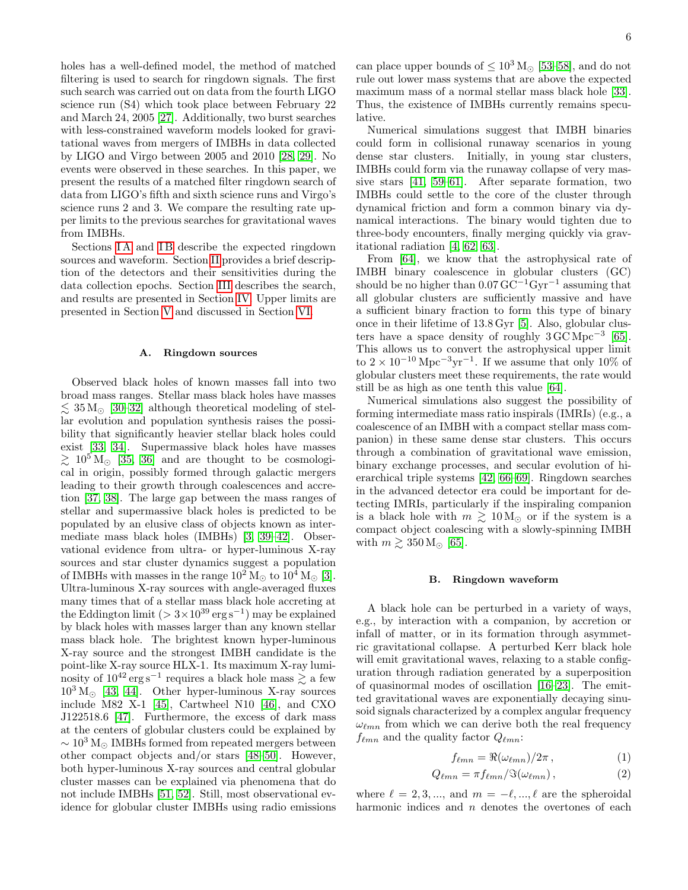holes has a well-defined model, the method of matched filtering is used to search for ringdown signals. The first such search was carried out on data from the fourth LIGO science run (S4) which took place between February 22 and March 24, 2005 [27]. Additionally, two burst searches with less-constrained waveform models looked for gravitational waves from mergers of IMBHs in data collected by LIGO and Virgo between 2005 and 2010 [28, 29]. No events were observed in these searches. In this paper, we present the results of a matched filter ringdown search of data from LIGO's fifth and sixth science runs and Virgo's science runs 2 and 3. We compare the resulting rate upper limits to the previous searches for gravitational waves from IMBHs.

Sections I A and I B describe the expected ringdown sources and waveform. Section II provides a brief description of the detectors and their sensitivities during the data collection epochs. Section III describes the search, and results are presented in Section IV. Upper limits are presented in Section V and discussed in Section VI.

### A. Ringdown sources

Observed black holes of known masses fall into two broad mass ranges. Stellar mass black holes have masses $\lesssim 35\,\mathrm{M}_\odot$ [30–32] although theoretical modeling of stellar evolution and population synthesis raises the possibility that significantly heavier stellar black holes could exist [33, 34]. Supermassive black holes have masses $\gtrsim 10^5\,\mathrm{M}_\odot$ [35, 36] and are thought to be cosmological in origin, possibly formed through galactic mergers leading to their growth through coalescences and accretion [37, 38]. The large gap between the mass ranges of stellar and supermassive black holes is predicted to be populated by an elusive class of objects known as intermediate mass black holes (IMBHs) [3, 39–42]. Observational evidence from ultra- or hyper-luminous X-ray sources and star cluster dynamics suggest a population of IMBHs with masses in the range $10^2\,\mathrm{M}_\odot$ to $10^4\,\mathrm{M}_\odot$ [3]. Ultra-luminous X-ray sources with angle-averaged fluxes many times that of a stellar mass black hole accreting at the Eddington limit ($> 3\times10^{39}\,\mathrm{erg\,s^{-1}}$) may be explained by black holes with masses larger than any known stellar mass black hole. The brightest known hyper-luminous X-ray source and the strongest IMBH candidate is the point-like X-ray source HLX-1. Its maximum X-ray luminosity of $10^{42}\,\mathrm{erg\,s^{-1}}$ requires a black hole mass $\gtrsim$ a few $10^3\,\mathrm{M}_\odot$ [43, 44]. Other hyper-luminous X-ray sources include M82 X-1 [45], Cartwheel N10 [46], and CXO J122518.6 [47]. Furthermore, the excess of dark mass at the centers of globular clusters could be explained by $\sim 10^3\,\mathrm{M}_\odot$ IMBHs formed from repeated mergers between other compact objects and/or stars [48–50]. However, both hyper-luminous X-ray sources and central globular cluster masses can be explained via phenomena that do not include IMBHs [51, 52]. Still, most observational evidence for globular cluster IMBHs using radio emissions can place upper bounds of $\leq 10^3\,\mathrm{M}_\odot$ [53–58], and do not rule out lower mass systems that are above the expected maximum mass of a normal stellar mass black hole [33]. Thus, the existence of IMBHs currently remains speculative.

Numerical simulations suggest that IMBH binaries could form in collisional runaway scenarios in young dense star clusters. Initially, in young star clusters, IMBHs could form via the runaway collapse of very massive stars [41, 59–61]. After separate formation, two IMBHs could settle to the core of the cluster through dynamical friction and form a common binary via dynamical interactions. The binary would tighten due to three-body encounters, finally merging quickly via gravitational radiation [4, 62, 63].

From [64], we know that the astrophysical rate of IMBH binary coalescence in globular clusters (GC) should be no higher than $0.07\,\mathrm{GC^{-1}Gyr^{-1}}$ assuming that all globular clusters are sufficiently massive and have a sufficient binary fraction to form this type of binary once in their lifetime of 13.8 Gyr [5]. Also, globular clusters have a space density of roughly $3\,\mathrm{GC\,Mpc^{-3}}$ [65]. This allows us to convert the astrophysical upper limit to $2\times10^{-10}\,\mathrm{Mpc^{-3}yr^{-1}}$. If we assume that only 10% of globular clusters meet these requirements, the rate would still be as high as one tenth this value [64].

Numerical simulations also suggest the possibility of forming intermediate mass ratio inspirals (IMRIs) (e.g., a coalescence of an IMBH with a compact stellar mass companion) in these same dense star clusters. This occurs through a combination of gravitational wave emission, binary exchange processes, and secular evolution of hierarchical triple systems [42, 66–69]. Ringdown searches in the advanced detector era could be important for detecting IMRIs, particularly if the inspiraling companion is a black hole with $m \gtrsim 10\,\mathrm{M}_\odot$ or if the system is a compact object coalescing with a slowly-spinning IMBH with $m \gtrsim 350\,\mathrm{M}_\odot$ [65].

### B. Ringdown waveform

A black hole can be perturbed in a variety of ways, e.g., by interaction with a companion, by accretion or infall of matter, or in its formation through asymmetric gravitational collapse. A perturbed Kerr black hole will emit gravitational waves, relaxing to a stable configuration through radiation generated by a superposition of quasinormal modes of oscillation [16–23]. The emitted gravitational waves are exponentially decaying sinusoid signals characterized by a complex angular frequency $\omega_{\ell mn}$ from which we can derive both the real frequency $f_{\ell mn}$ and the quality factor $Q_{\ell mn}$:

$$f_{\ell mn} = \Re(\omega_{\ell mn})/2\pi\,, \tag{1}$$

$$Q_{\ell mn} = \pi f_{\ell mn}/\Im(\omega_{\ell mn})\,, \tag{2}$$

where $\ell = 2, 3, \ldots,$ and $m = -\ell, \ldots, \ell$ are the spheroidal harmonic indices and $n$ denotes the overtones of each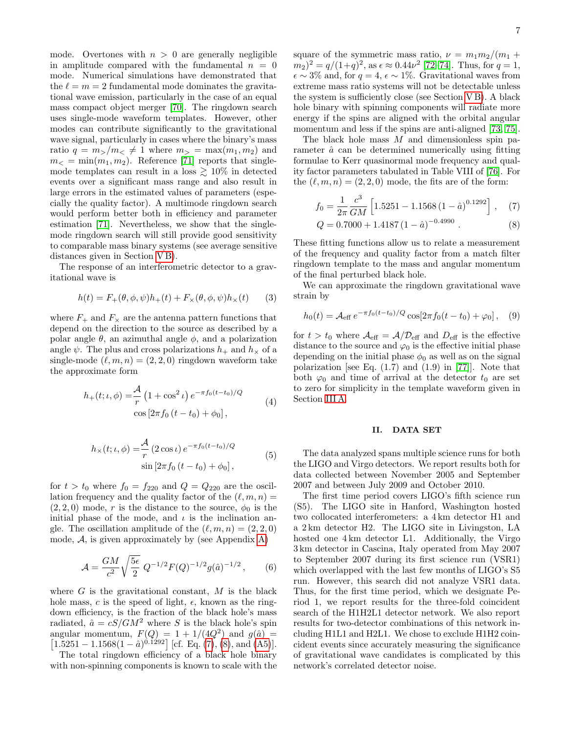mode. Overtones with $n > 0$ are generally negligible in amplitude compared with the fundamental $n = 0$ mode. Numerical simulations have demonstrated that the $\ell = m = 2$ fundamental mode dominates the gravitational wave emission, particularly in the case of an equal mass compact object merger [70]. The ringdown search uses single-mode waveform templates. However, other modes can contribute significantly to the gravitational wave signal, particularly in cases where the binary's mass ratio $q = m_>/m_< \neq 1$ where $m_> = \max(m_1, m_2)$ and $m_< = \min(m_1, m_2)$. Reference [71] reports that single-mode templates can result in a loss $\gtrsim 10\%$ in detected events over a significant mass range and also result in large errors in the estimated values of parameters (especially the quality factor). A multimode ringdown search would perform better both in efficiency and parameter estimation [71]. Nevertheless, we show that the single-mode ringdown search will still provide good sensitivity to comparable mass binary systems (see average sensitive distances given in Section V B).

The response of an interferometric detector to a gravitational wave is

$$h(t) = F_+(\theta, \phi, \psi) h_+(t) + F_\times(\theta, \phi, \psi) h_\times(t) \quad (3)$$

where $F_+$ and $F_\times$ are the antenna pattern functions that depend on the direction to the source as described by a polar angle $\theta$, an azimuthal angle $\phi$, and a polarization angle $\psi$. The plus and cross polarizations $h_+$ and $h_\times$ of a single-mode $(\ell, m, n) = (2, 2, 0)$ ringdown waveform take the approximate form

$$\begin{aligned} h_+(t; \iota, \phi) = & \frac{\mathcal{A}}{r} \left(1 + \cos^2 \iota\right) e^{-\pi f_0 (t - t_0)/Q} \\ & \cos\left[2\pi f_0 (t - t_0) + \phi_0\right], \end{aligned} \quad (4)$$

$$\begin{aligned} h_\times(t; \iota, \phi) = & \frac{\mathcal{A}}{r} \left(2 \cos \iota\right) e^{-\pi f_0 (t - t_0)/Q} \\ & \sin\left[2\pi f_0 (t - t_0) + \phi_0\right], \end{aligned} \quad (5)$$

for $t > t_0$ where $f_0 = f_{220}$ and $Q = Q_{220}$ are the oscillation frequency and the quality factor of the $(\ell, m, n) = (2, 2, 0)$ mode, $r$ is the distance to the source, $\phi_0$ is the initial phase of the mode, and $\iota$ is the inclination angle. The oscillation amplitude of the $(\ell, m, n) = (2, 2, 0)$ mode, $\mathcal{A}$, is given approximately by (see Appendix A)

$$\mathcal{A} = \frac{GM}{c^2} \sqrt{\frac{5\epsilon}{2}}\, Q^{-1/2} F(Q)^{-1/2} g(\hat{a})^{-1/2}, \quad (6)$$

where $G$ is the gravitational constant, $M$ is the black hole mass, $c$ is the speed of light, $\epsilon$, known as the ringdown efficiency, is the fraction of the black hole's mass radiated, $\hat{a} = cS/GM^2$ where $S$ is the black hole's spin angular momentum, $F(Q) = 1 + 1/(4Q^2)$ and $g(\hat{a}) = \left[1.5251 - 1.1568(1 - \hat{a})^{0.1292}\right]$ [cf. Eq. (7), (8), and (A5)].

The total ringdown efficiency of a black hole binary with non-spinning components is known to scale with the square of the symmetric mass ratio, $\nu = m_1 m_2/(m_1 + m_2)^2 = q/(1+q)^2$, as $\epsilon \approx 0.44\nu^2$ [72–74]. Thus, for $q = 1$, $\epsilon \sim 3\%$ and, for $q = 4$, $\epsilon \sim 1\%$. Gravitational waves from extreme mass ratio systems will not be detectable unless the system is sufficiently close (see Section V B). A black hole binary with spinning components will radiate more energy if the spins are aligned with the orbital angular momentum and less if the spins are anti-aligned [73, 75].

The black hole mass $M$ and dimensionless spin parameter $\hat{a}$ can be determined numerically using fitting formulae to Kerr quasinormal mode frequency and quality factor parameters tabulated in Table VIII of [76]. For the $(\ell, m, n) = (2, 2, 0)$ mode, the fits are of the form:

$$f_0 = \frac{1}{2\pi} \frac{c^3}{GM} \left[1.5251 - 1.1568\,(1 - \hat{a})^{0.1292}\right], \quad (7)$$

$$Q = 0.7000 + 1.4187\,(1 - \hat{a})^{-0.4990}. \quad (8)$$

These fitting functions allow us to relate a measurement of the frequency and quality factor from a match filter ringdown template to the mass and angular momentum of the final perturbed black hole.

We can approximate the ringdown gravitational wave strain by

$$h_0(t) = \mathcal{A}_{\rm eff}\, e^{-\pi f_0 (t - t_0)/Q} \cos[2\pi f_0 (t - t_0) + \varphi_0], \quad (9)$$

for $t > t_0$ where $\mathcal{A}_{\rm eff} = \mathcal{A}/\mathcal{D}_{\rm eff}$ and $D_{\rm eff}$ is the effective distance to the source and $\varphi_0$ is the effective initial phase depending on the initial phase $\phi_0$ as well as on the signal polarization [see Eq. (1.7) and (1.9) in [77]]. Note that both $\varphi_0$ and time of arrival at the detector $t_0$ are set to zero for simplicity in the template waveform given in Section III A.

## II. DATA SET

The data analyzed spans multiple science runs for both the LIGO and Virgo detectors. We report results both for data collected between November 2005 and September 2007 and between July 2009 and October 2010.

The first time period covers LIGO's fifth science run (S5). The LIGO site in Hanford, Washington hosted two collocated interferometers: a 4 km detector H1 and a 2 km detector H2. The LIGO site in Livingston, LA hosted one 4 km detector L1. Additionally, the Virgo 3 km detector in Cascina, Italy operated from May 2007 to September 2007 during its first science run (VSR1) which overlapped with the last few months of LIGO's S5 run. However, this search did not analyze VSR1 data. Thus, for the first time period, which we designate Period 1, we report results for the three-fold coincident search of the H1H2L1 detector network. We also report results for two-detector combinations of this network including H1L1 and H2L1. We chose to exclude H1H2 coincident events since accurately measuring the significance of gravitational wave candidates is complicated by this network's correlated detector noise.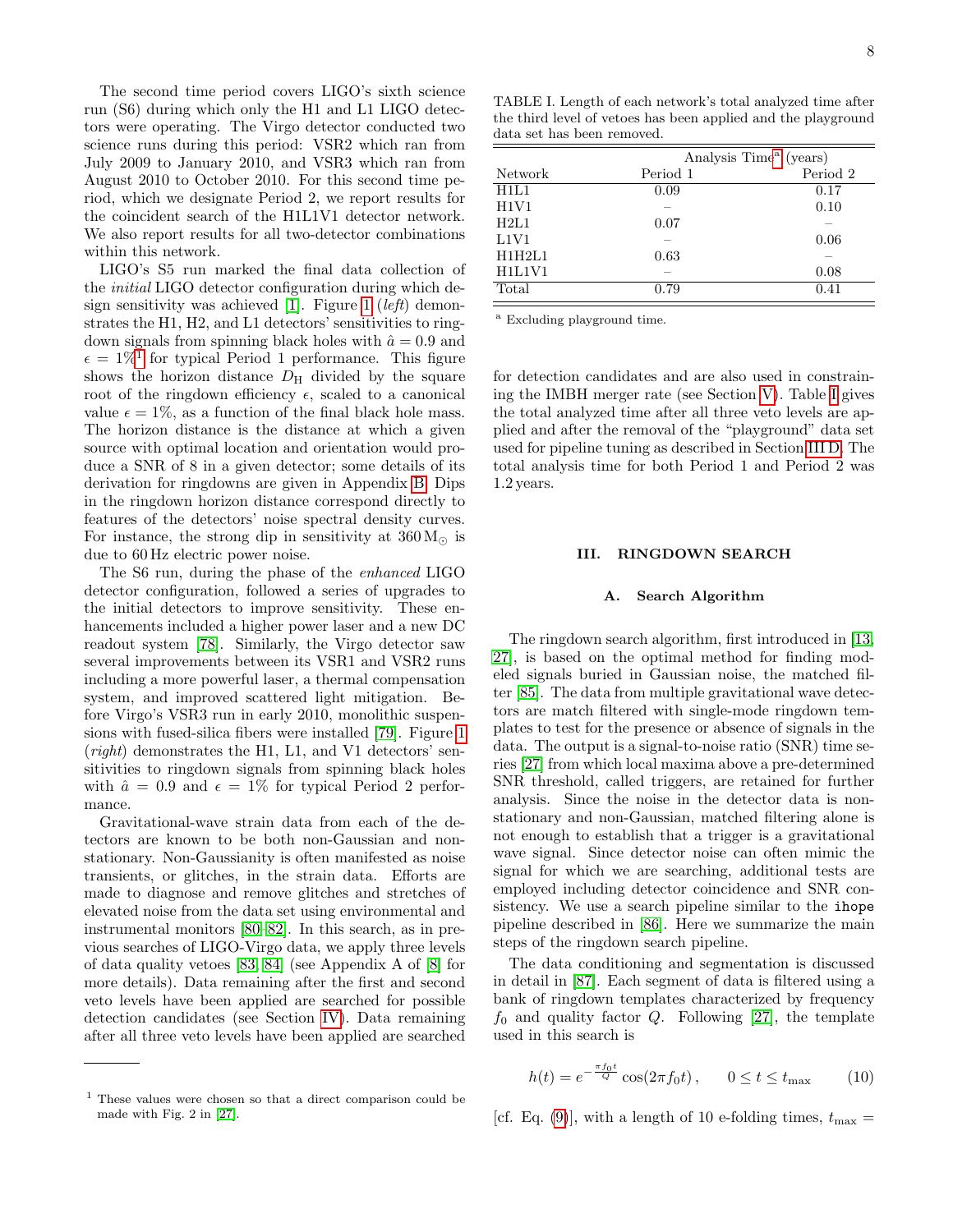The second time period covers LIGO's sixth science run (S6) during which only the H1 and L1 LIGO detectors were operating. The Virgo detector conducted two science runs during this period: VSR2 which ran from July 2009 to January 2010, and VSR3 which ran from August 2010 to October 2010. For this second time period, which we designate Period 2, we report results for the coincident search of the H1L1V1 detector network. We also report results for all two-detector combinations within this network.

LIGO's S5 run marked the final data collection of the *initial* LIGO detector configuration during which design sensitivity was achieved [1]. Figure 1 (*left*) demonstrates the H1, H2, and L1 detectors' sensitivities to ringdown signals from spinning black holes with $\hat{a} = 0.9$ and $\epsilon = 1\%$[1] for typical Period 1 performance. This figure shows the horizon distance $D_{\rm H}$ divided by the square root of the ringdown efficiency $\epsilon$, scaled to a canonical value $\epsilon = 1\%$, as a function of the final black hole mass. The horizon distance is the distance at which a given source with optimal location and orientation would produce a SNR of 8 in a given detector; some details of its derivation for ringdowns are given in Appendix B. Dips in the ringdown horizon distance correspond directly to features of the detectors' noise spectral density curves. For instance, the strong dip in sensitivity at $360\,\mathrm{M}_\odot$ is due to 60 Hz electric power noise.

The S6 run, during the phase of the *enhanced* LIGO detector configuration, followed a series of upgrades to the initial detectors to improve sensitivity. These enhancements included a higher power laser and a new DC readout system [78]. Similarly, the Virgo detector saw several improvements between its VSR1 and VSR2 runs including a more powerful laser, a thermal compensation system, and improved scattered light mitigation. Before Virgo's VSR3 run in early 2010, monolithic suspensions with fused-silica fibers were installed [79]. Figure 1 (*right*) demonstrates the H1, L1, and V1 detectors' sensitivities to ringdown signals from spinning black holes with $\hat{a} = 0.9$ and $\epsilon = 1\%$ for typical Period 2 performance.

Gravitational-wave strain data from each of the detectors are known to be both non-Gaussian and nonstationary. Non-Gaussianity is often manifested as noise transients, or glitches, in the strain data. Efforts are made to diagnose and remove glitches and stretches of elevated noise from the data set using environmental and instrumental monitors [80–82]. In this search, as in previous searches of LIGO-Virgo data, we apply three levels of data quality vetoes [83, 84] (see Appendix A of [8] for more details). Data remaining after the first and second veto levels have been applied are searched for possible detection candidates (see Section IV). Data remaining after all three veto levels have been applied are searched for detection candidates and are also used in constraining the IMBH merger rate (see Section V). Table I gives the total analyzed time after all three veto levels are applied and after the removal of the "playground" data set used for pipeline tuning as described in Section III D. The total analysis time for both Period 1 and Period 2 was 1.2 years.

[1] These values were chosen so that a direct comparison could be made with Fig. 2 in [27].

TABLE I. Length of each network's total analyzed time after the third level of vetoes has been applied and the playground data set has been removed.

| | Analysis Time[a] (years) | |
|---|---|---|
| Network | Period 1 | Period 2 |
| H1L1 | 0.09 | 0.17 |
| H1V1 | – | 0.10 |
| H2L1 | 0.07 | – |
| L1V1 | – | 0.06 |
| H1H2L1 | 0.63 | – |
| H1L1V1 | – | 0.08 |
| Total | 0.79 | 0.41 |

[a] Excluding playground time.

## III. RINGDOWN SEARCH

### A. Search Algorithm

The ringdown search algorithm, first introduced in [13, 27], is based on the optimal method for finding modeled signals buried in Gaussian noise, the matched filter [85]. The data from multiple gravitational wave detectors are match filtered with single-mode ringdown templates to test for the presence or absence of signals in the data. The output is a signal-to-noise ratio (SNR) time series [27] from which local maxima above a pre-determined SNR threshold, called triggers, are retained for further analysis. Since the noise in the detector data is nonstationary and non-Gaussian, matched filtering alone is not enough to establish that a trigger is a gravitational wave signal. Since detector noise can often mimic the signal for which we are searching, additional tests are employed including detector coincidence and SNR consistency. We use a search pipeline similar to the `ihope` pipeline described in [86]. Here we summarize the main steps of the ringdown search pipeline.

The data conditioning and segmentation is discussed in detail in [87]. Each segment of data is filtered using a bank of ringdown templates characterized by frequency $f_0$ and quality factor $Q$. Following [27], the template used in this search is

$$h(t) = e^{-\frac{\pi f_0 t}{Q}} \cos(2\pi f_0 t)\,, \qquad 0 \leq t \leq t_{\rm max} \qquad (10)$$

[cf. Eq. (9)], with a length of 10 e-folding times, $t_{\rm max} =$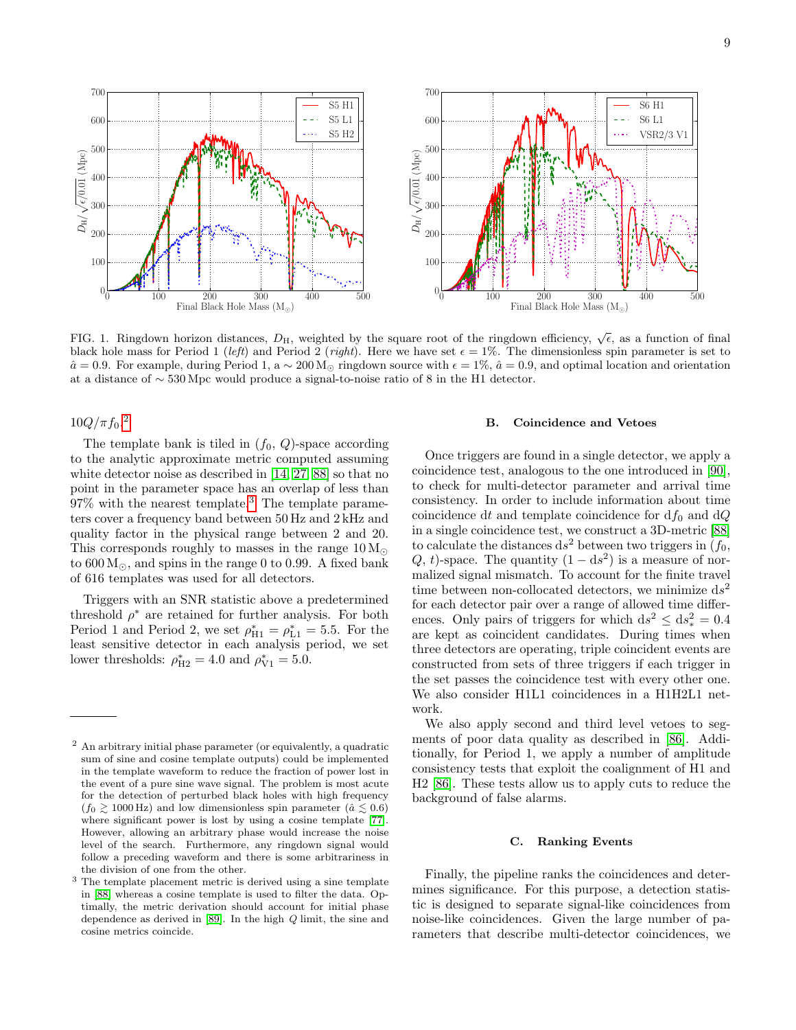FIG. 1. Ringdown horizon distances, $D_H$, weighted by the square root of the ringdown efficiency, $\sqrt{\epsilon}$, as a function of final black hole mass for Period 1 (*left*) and Period 2 (*right*). Here we have set $\epsilon = 1\%$. The dimensionless spin parameter is set to $\hat{a} = 0.9$. For example, during Period 1, a $\sim 200\,\mathrm{M}_\odot$ ringdown source with $\epsilon = 1\%$, $\hat{a} = 0.9$, and optimal location and orientation at a distance of $\sim 530$ Mpc would produce a signal-to-noise ratio of 8 in the H1 detector.

$10Q/\pi f_0$.[2]

The template bank is tiled in ($f_0$, $Q$)-space according to the analytic approximate metric computed assuming white detector noise as described in [14, 27, 88] so that no point in the parameter space has an overlap of less than 97% with the nearest template.[3] The template parameters cover a frequency band between 50 Hz and 2 kHz and quality factor in the physical range between 2 and 20. This corresponds roughly to masses in the range $10\,\mathrm{M}_\odot$ to $600\,\mathrm{M}_\odot$, and spins in the range 0 to 0.99. A fixed bank of 616 templates was used for all detectors.

Triggers with an SNR statistic above a predetermined threshold $\rho^*$ are retained for further analysis. For both Period 1 and Period 2, we set $\rho^*_{\mathrm{H1}} = \rho^*_{\mathrm{L1}} = 5.5$. For the least sensitive detector in each analysis period, we set lower thresholds: $\rho^*_{\mathrm{H2}} = 4.0$ and $\rho^*_{\mathrm{V1}} = 5.0$.

### B. Coincidence and Vetoes

Once triggers are found in a single detector, we apply a coincidence test, analogous to the one introduced in [90], to check for multi-detector parameter and arrival time consistency. In order to include information about time coincidence $\mathrm{d}t$ and template coincidence for $\mathrm{d}f_0$ and $\mathrm{d}Q$ in a single coincidence test, we construct a 3D-metric [88] to calculate the distances $\mathrm{d}s^2$ between two triggers in ($f_0$, $Q$, $t$)-space. The quantity $(1 - \mathrm{d}s^2)$ is a measure of normalized signal mismatch. To account for the finite travel time between non-collocated detectors, we minimize $\mathrm{d}s^2$ for each detector pair over a range of allowed time differences. Only pairs of triggers for which $\mathrm{d}s^2 \leq \mathrm{d}s^2_* = 0.4$ are kept as coincident candidates. During times when three detectors are operating, triple coincident events are constructed from sets of three triggers if each trigger in the set passes the coincidence test with every other one. We also consider H1L1 coincidences in a H1H2L1 network.

We also apply second and third level vetoes to segments of poor data quality as described in [86]. Additionally, for Period 1, we apply a number of amplitude consistency tests that exploit the coalignment of H1 and H2 [86]. These tests allow us to apply cuts to reduce the background of false alarms.

### C. Ranking Events

Finally, the pipeline ranks the coincidences and determines significance. For this purpose, a detection statistic is designed to separate signal-like coincidences from noise-like coincidences. Given the large number of parameters that describe multi-detector coincidences, we

---

[2] An arbitrary initial phase parameter (or equivalently, a quadratic sum of sine and cosine template outputs) could be implemented in the template waveform to reduce the fraction of power lost in the event of a pure sine wave signal. The problem is most acute for the detection of perturbed black holes with high frequency ($f_0 \gtrsim 1000$ Hz) and low dimensionless spin parameter ($\hat{a} \lesssim 0.6$) where significant power is lost by using a cosine template [77]. However, allowing an arbitrary phase would increase the noise level of the search. Furthermore, any ringdown signal would follow a preceding waveform and there is some arbitrariness in the division of one from the other.

[3] The template placement metric is derived using a sine template in [88] whereas a cosine template is used to filter the data. Optimally, the metric derivation should account for initial phase dependence as derived in [89]. In the high $Q$ limit, the sine and cosine metrics coincide.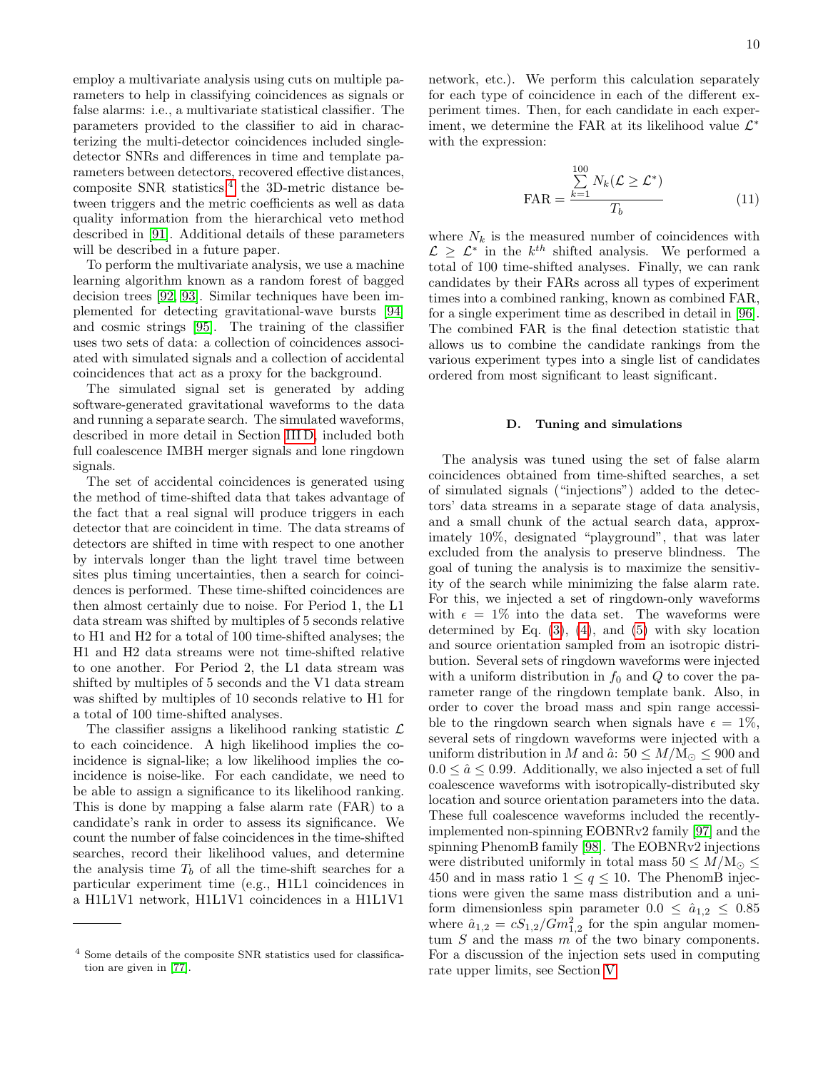employ a multivariate analysis using cuts on multiple parameters to help in classifying coincidences as signals or false alarms: i.e., a multivariate statistical classifier. The parameters provided to the classifier to aid in characterizing the multi-detector coincidences included single-detector SNRs and differences in time and template parameters between detectors, recovered effective distances, composite SNR statistics,[4] the 3D-metric distance between triggers and the metric coefficients as well as data quality information from the hierarchical veto method described in [91]. Additional details of these parameters will be described in a future paper.

To perform the multivariate analysis, we use a machine learning algorithm known as a random forest of bagged decision trees [92, 93]. Similar techniques have been implemented for detecting gravitational-wave bursts [94] and cosmic strings [95]. The training of the classifier uses two sets of data: a collection of coincidences associated with simulated signals and a collection of accidental coincidences that act as a proxy for the background.

The simulated signal set is generated by adding software-generated gravitational waveforms to the data and running a separate search. The simulated waveforms, described in more detail in Section III D, included both full coalescence IMBH merger signals and lone ringdown signals.

The set of accidental coincidences is generated using the method of time-shifted data that takes advantage of the fact that a real signal will produce triggers in each detector that are coincident in time. The data streams of detectors are shifted in time with respect to one another by intervals longer than the light travel time between sites plus timing uncertainties, then a search for coincidences is performed. These time-shifted coincidences are then almost certainly due to noise. For Period 1, the L1 data stream was shifted by multiples of 5 seconds relative to H1 and H2 for a total of 100 time-shifted analyses; the H1 and H2 data streams were not time-shifted relative to one another. For Period 2, the L1 data stream was shifted by multiples of 5 seconds and the V1 data stream was shifted by multiples of 10 seconds relative to H1 for a total of 100 time-shifted analyses.

The classifier assigns a likelihood ranking statistic $\mathcal{L}$ to each coincidence. A high likelihood implies the coincidence is signal-like; a low likelihood implies the coincidence is noise-like. For each candidate, we need to be able to assign a significance to its likelihood ranking. This is done by mapping a false alarm rate (FAR) to a candidate's rank in order to assess its significance. We count the number of false coincidences in the time-shifted searches, record their likelihood values, and determine the analysis time $T_b$ of all the time-shift searches for a particular experiment time (e.g., H1L1 coincidences in a H1L1V1 network, H1L1V1 coincidences in a H1L1V1 network, etc.). We perform this calculation separately for each type of coincidence in each of the different experiment times. Then, for each candidate in each experiment, we determine the FAR at its likelihood value $\mathcal{L}^*$ with the expression:

$$\mathrm{FAR} = \frac{\sum_{k=1}^{100} N_k(\mathcal{L} \geq \mathcal{L}^*)}{T_b} \tag{11}$$

where $N_k$ is the measured number of coincidences with $\mathcal{L} \geq \mathcal{L}^*$ in the $k^{th}$ shifted analysis. We performed a total of 100 time-shifted analyses. Finally, we can rank candidates by their FARs across all types of experiment times into a combined ranking, known as combined FAR, for a single experiment time as described in detail in [96]. The combined FAR is the final detection statistic that allows us to combine the candidate rankings from the various experiment types into a single list of candidates ordered from most significant to least significant.

### D. Tuning and simulations

The analysis was tuned using the set of false alarm coincidences obtained from time-shifted searches, a set of simulated signals ("injections") added to the detectors' data streams in a separate stage of data analysis, and a small chunk of the actual search data, approximately 10%, designated "playground", that was later excluded from the analysis to preserve blindness. The goal of tuning the analysis is to maximize the sensitivity of the search while minimizing the false alarm rate. For this, we injected a set of ringdown-only waveforms with $\epsilon = 1\%$ into the data set. The waveforms were determined by Eq. (3), (4), and (5) with sky location and source orientation sampled from an isotropic distribution. Several sets of ringdown waveforms were injected with a uniform distribution in $f_0$ and $Q$ to cover the parameter range of the ringdown template bank. Also, in order to cover the broad mass and spin range accessible to the ringdown search when signals have $\epsilon = 1\%$, several sets of ringdown waveforms were injected with a uniform distribution in $M$ and $\hat{a}$: $50 \leq M/\mathrm{M}_{\odot} \leq 900$ and $0.0 \leq \hat{a} \leq 0.99$. Additionally, we also injected a set of full coalescence waveforms with isotropically-distributed sky location and source orientation parameters into the data. These full coalescence waveforms included the recently-implemented non-spinning EOBNRv2 family [97] and the spinning PhenomB family [98]. The EOBNRv2 injections were distributed uniformly in total mass $50 \leq M/\mathrm{M}_{\odot} \leq 450$ and in mass ratio $1 \leq q \leq 10$. The PhenomB injections were given the same mass distribution and a uniform dimensionless spin parameter $0.0 \leq \hat{a}_{1,2} \leq 0.85$ where $\hat{a}_{1,2} = cS_{1,2}/Gm_{1,2}^2$ for the spin angular momentum $S$ and the mass $m$ of the two binary components. For a discussion of the injection sets used in computing rate upper limits, see Section V.

---

[4] Some details of the composite SNR statistics used for classification are given in [77].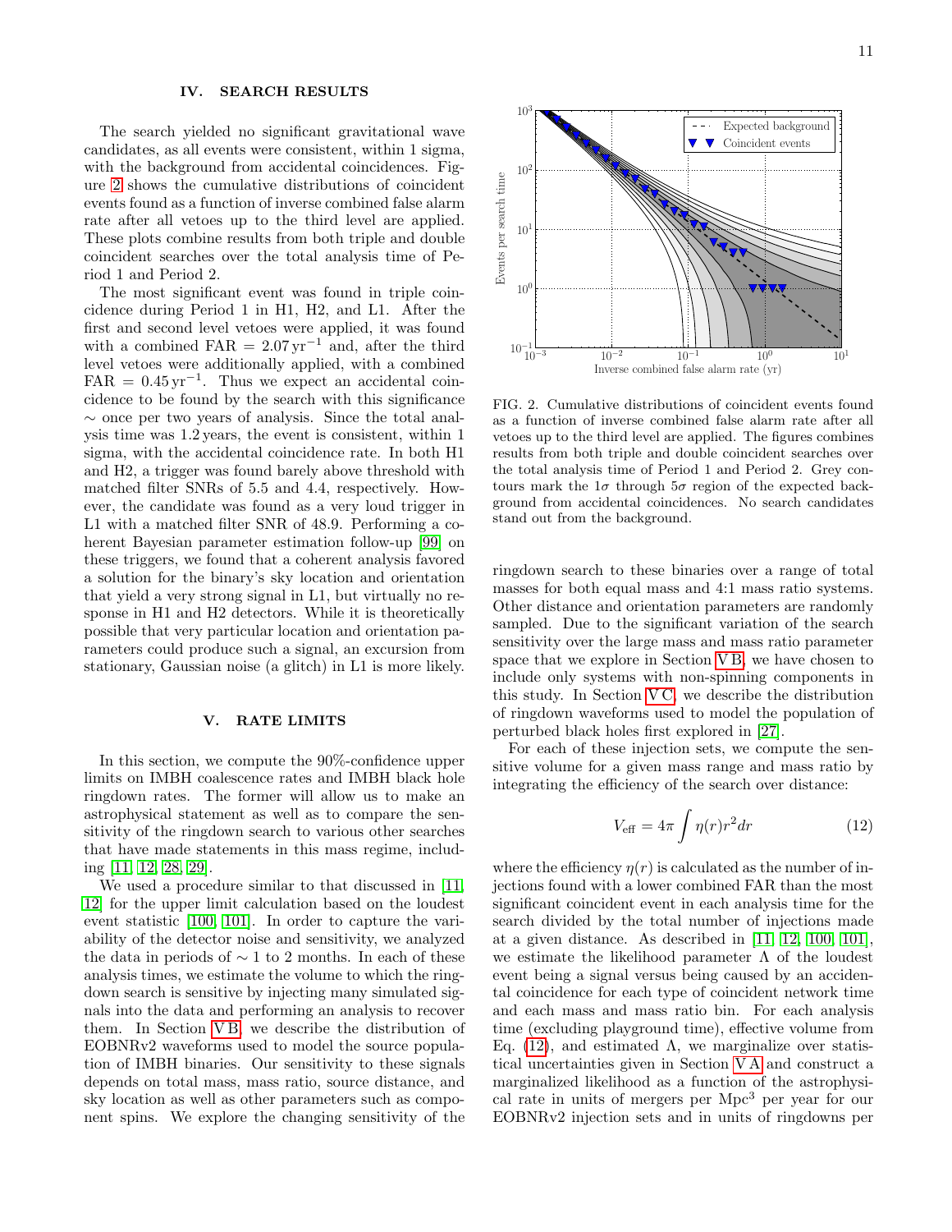## IV. SEARCH RESULTS

The search yielded no significant gravitational wave candidates, as all events were consistent, within 1 sigma, with the background from accidental coincidences. Figure 2 shows the cumulative distributions of coincident events found as a function of inverse combined false alarm rate after all vetoes up to the third level are applied. These plots combine results from both triple and double coincident searches over the total analysis time of Period 1 and Period 2.

The most significant event was found in triple coincidence during Period 1 in H1, H2, and L1. After the first and second level vetoes were applied, it was found with a combined FAR = $2.07\,\mathrm{yr}^{-1}$ and, after the third level vetoes were additionally applied, with a combined FAR = $0.45\,\mathrm{yr}^{-1}$. Thus we expect an accidental coincidence to be found by the search with this significance $\sim$ once per two years of analysis. Since the total analysis time was 1.2 years, the event is consistent, within 1 sigma, with the accidental coincidence rate. In both H1 and H2, a trigger was found barely above threshold with matched filter SNRs of 5.5 and 4.4, respectively. However, the candidate was found as a very loud trigger in L1 with a matched filter SNR of 48.9. Performing a coherent Bayesian parameter estimation follow-up [99] on these triggers, we found that a coherent analysis favored a solution for the binary's sky location and orientation that yield a very strong signal in L1, but virtually no response in H1 and H2 detectors. While it is theoretically possible that very particular location and orientation parameters could produce such a signal, an excursion from stationary, Gaussian noise (a glitch) in L1 is more likely.

FIG. 2. Cumulative distributions of coincident events found as a function of inverse combined false alarm rate after all vetoes up to the third level are applied. The figures combines results from both triple and double coincident searches over the total analysis time of Period 1 and Period 2. Grey contours mark the $1\sigma$ through $5\sigma$ region of the expected background from accidental coincidences. No search candidates stand out from the background.

## V. RATE LIMITS

In this section, we compute the 90%-confidence upper limits on IMBH coalescence rates and IMBH black hole ringdown rates. The former will allow us to make an astrophysical statement as well as to compare the sensitivity of the ringdown search to various other searches that have made statements in this mass regime, including [11, 12, 28, 29].

We used a procedure similar to that discussed in [11, 12] for the upper limit calculation based on the loudest event statistic [100, 101]. In order to capture the variability of the detector noise and sensitivity, we analyzed the data in periods of $\sim$ 1 to 2 months. In each of these analysis times, we estimate the volume to which the ringdown search is sensitive by injecting many simulated signals into the data and performing an analysis to recover them. In Section V B, we describe the distribution of EOBNRv2 waveforms used to model the source population of IMBH binaries. Our sensitivity to these signals depends on total mass, mass ratio, source distance, and sky location as well as other parameters such as component spins. We explore the changing sensitivity of the ringdown search to these binaries over a range of total masses for both equal mass and 4:1 mass ratio systems. Other distance and orientation parameters are randomly sampled. Due to the significant variation of the search sensitivity over the large mass and mass ratio parameter space that we explore in Section V B, we have chosen to include only systems with non-spinning components in this study. In Section V C, we describe the distribution of ringdown waveforms used to model the population of perturbed black holes first explored in [27].

For each of these injection sets, we compute the sensitive volume for a given mass range and mass ratio by integrating the efficiency of the search over distance:

$$V_{\rm eff} = 4\pi \int \eta(r) r^2 dr \tag{12}$$

where the efficiency $\eta(r)$ is calculated as the number of injections found with a lower combined FAR than the most significant coincident event in each analysis time for the search divided by the total number of injections made at a given distance. As described in [11, 12, 100, 101], we estimate the likelihood parameter $\Lambda$ of the loudest event being a signal versus being caused by an accidental coincidence for each type of coincident network time and each mass and mass ratio bin. For each analysis time (excluding playground time), effective volume from Eq. (12), and estimated $\Lambda$, we marginalize over statistical uncertainties given in Section V A and construct a marginalized likelihood as a function of the astrophysical rate in units of mergers per Mpc$^3$ per year for our EOBNRv2 injection sets and in units of ringdowns per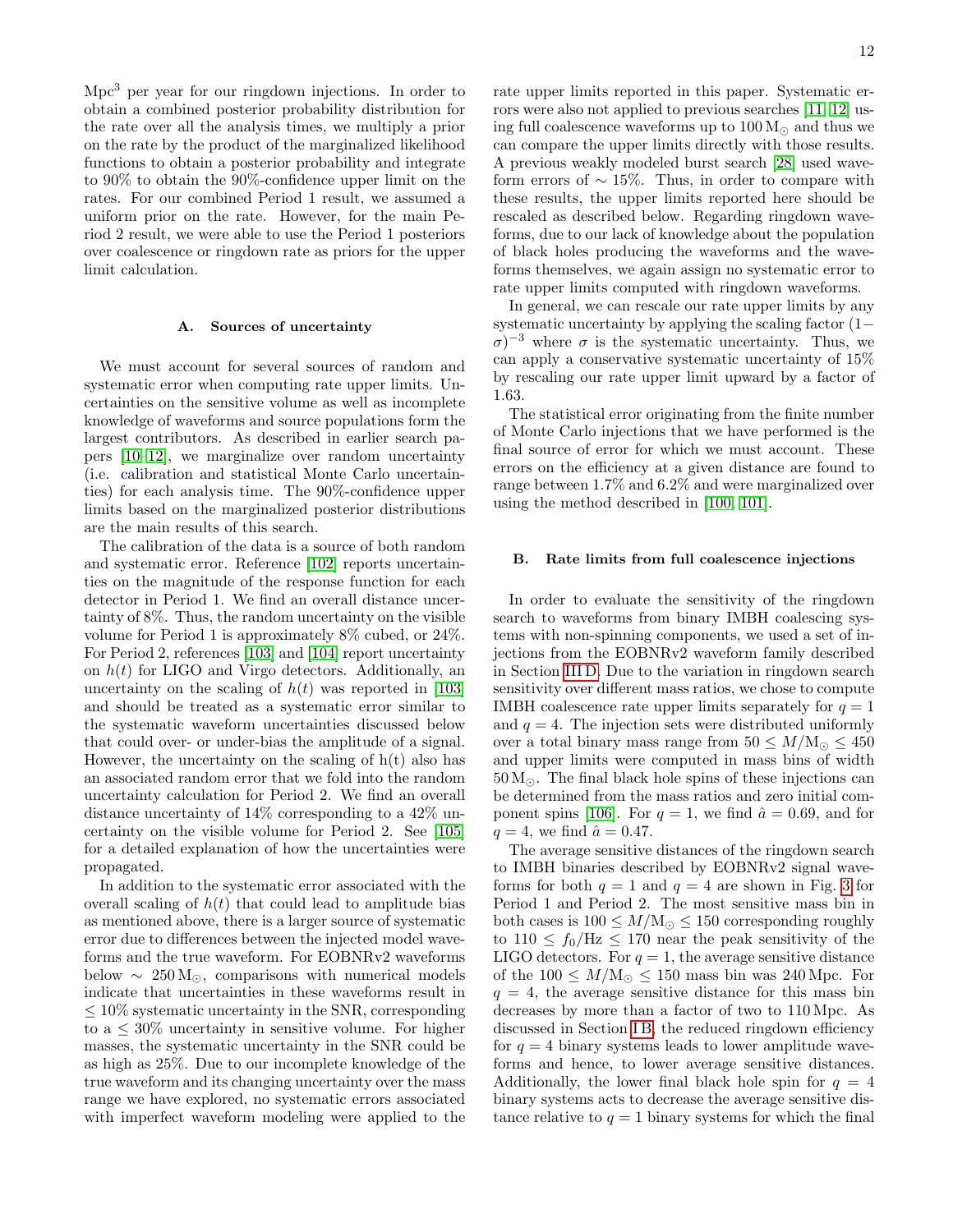Mpc$^3$ per year for our ringdown injections. In order to obtain a combined posterior probability distribution for the rate over all the analysis times, we multiply a prior on the rate by the product of the marginalized likelihood functions to obtain a posterior probability and integrate to 90% to obtain the 90%-confidence upper limit on the rates. For our combined Period 1 result, we assumed a uniform prior on the rate. However, for the main Period 2 result, we were able to use the Period 1 posteriors over coalescence or ringdown rate as priors for the upper limit calculation.

### A. Sources of uncertainty

We must account for several sources of random and systematic error when computing rate upper limits. Uncertainties on the sensitive volume as well as incomplete knowledge of waveforms and source populations form the largest contributors. As described in earlier search papers [10–12], we marginalize over random uncertainty (i.e. calibration and statistical Monte Carlo uncertainties) for each analysis time. The 90%-confidence upper limits based on the marginalized posterior distributions are the main results of this search.

The calibration of the data is a source of both random and systematic error. Reference [102] reports uncertainties on the magnitude of the response function for each detector in Period 1. We find an overall distance uncertainty of 8%. Thus, the random uncertainty on the visible volume for Period 1 is approximately 8% cubed, or 24%. For Period 2, references [103] and [104] report uncertainty on $h(t)$ for LIGO and Virgo detectors. Additionally, an uncertainty on the scaling of $h(t)$ was reported in [103] and should be treated as a systematic error similar to the systematic waveform uncertainties discussed below that could over- or under-bias the amplitude of a signal. However, the uncertainty on the scaling of h(t) also has an associated random error that we fold into the random uncertainty calculation for Period 2. We find an overall distance uncertainty of 14% corresponding to a 42% uncertainty on the visible volume for Period 2. See [105] for a detailed explanation of how the uncertainties were propagated.

In addition to the systematic error associated with the overall scaling of $h(t)$ that could lead to amplitude bias as mentioned above, there is a larger source of systematic error due to differences between the injected model waveforms and the true waveform. For EOBNRv2 waveforms below $\sim 250\,\mathrm{M}_{\odot}$, comparisons with numerical models indicate that uncertainties in these waveforms result in $\leq 10\%$ systematic uncertainty in the SNR, corresponding to a $\leq 30\%$ uncertainty in sensitive volume. For higher masses, the systematic uncertainty in the SNR could be as high as 25%. Due to our incomplete knowledge of the true waveform and its changing uncertainty over the mass range we have explored, no systematic errors associated with imperfect waveform modeling were applied to the rate upper limits reported in this paper. Systematic errors were also not applied to previous searches [11, 12] using full coalescence waveforms up to $100\,\mathrm{M}_{\odot}$ and thus we can compare the upper limits directly with those results. A previous weakly modeled burst search [28] used waveform errors of $\sim 15\%$. Thus, in order to compare with these results, the upper limits reported here should be rescaled as described below. Regarding ringdown waveforms, due to our lack of knowledge about the population of black holes producing the waveforms and the waveforms themselves, we again assign no systematic error to rate upper limits computed with ringdown waveforms.

In general, we can rescale our rate upper limits by any systematic uncertainty by applying the scaling factor $(1-\sigma)^{-3}$ where $\sigma$ is the systematic uncertainty. Thus, we can apply a conservative systematic uncertainty of 15% by rescaling our rate upper limit upward by a factor of 1.63.

The statistical error originating from the finite number of Monte Carlo injections that we have performed is the final source of error for which we must account. These errors on the efficiency at a given distance are found to range between 1.7% and 6.2% and were marginalized over using the method described in [100, 101].

### B. Rate limits from full coalescence injections

In order to evaluate the sensitivity of the ringdown search to waveforms from binary IMBH coalescing systems with non-spinning components, we used a set of injections from the EOBNRv2 waveform family described in Section III D. Due to the variation in ringdown search sensitivity over different mass ratios, we chose to compute IMBH coalescence rate upper limits separately for $q = 1$ and $q = 4$. The injection sets were distributed uniformly over a total binary mass range from $50 \leq M/\mathrm{M}_{\odot} \leq 450$ and upper limits were computed in mass bins of width $50\,\mathrm{M}_{\odot}$. The final black hole spins of these injections can be determined from the mass ratios and zero initial component spins [106]. For $q = 1$, we find $\hat{a} = 0.69$, and for $q = 4$, we find $\hat{a} = 0.47$.

The average sensitive distances of the ringdown search to IMBH binaries described by EOBNRv2 signal waveforms for both $q = 1$ and $q = 4$ are shown in Fig. 3 for Period 1 and Period 2. The most sensitive mass bin in both cases is $100 \leq M/\mathrm{M}_{\odot} \leq 150$ corresponding roughly to $110 \leq f_0/\mathrm{Hz} \leq 170$ near the peak sensitivity of the LIGO detectors. For $q = 1$, the average sensitive distance of the $100 \leq M/\mathrm{M}_{\odot} \leq 150$ mass bin was 240 Mpc. For $q = 4$, the average sensitive distance for this mass bin decreases by more than a factor of two to 110 Mpc. As discussed in Section I B, the reduced ringdown efficiency for $q = 4$ binary systems leads to lower amplitude waveforms and hence, to lower average sensitive distances. Additionally, the lower final black hole spin for $q = 4$ binary systems acts to decrease the average sensitive distance relative to $q = 1$ binary systems for which the final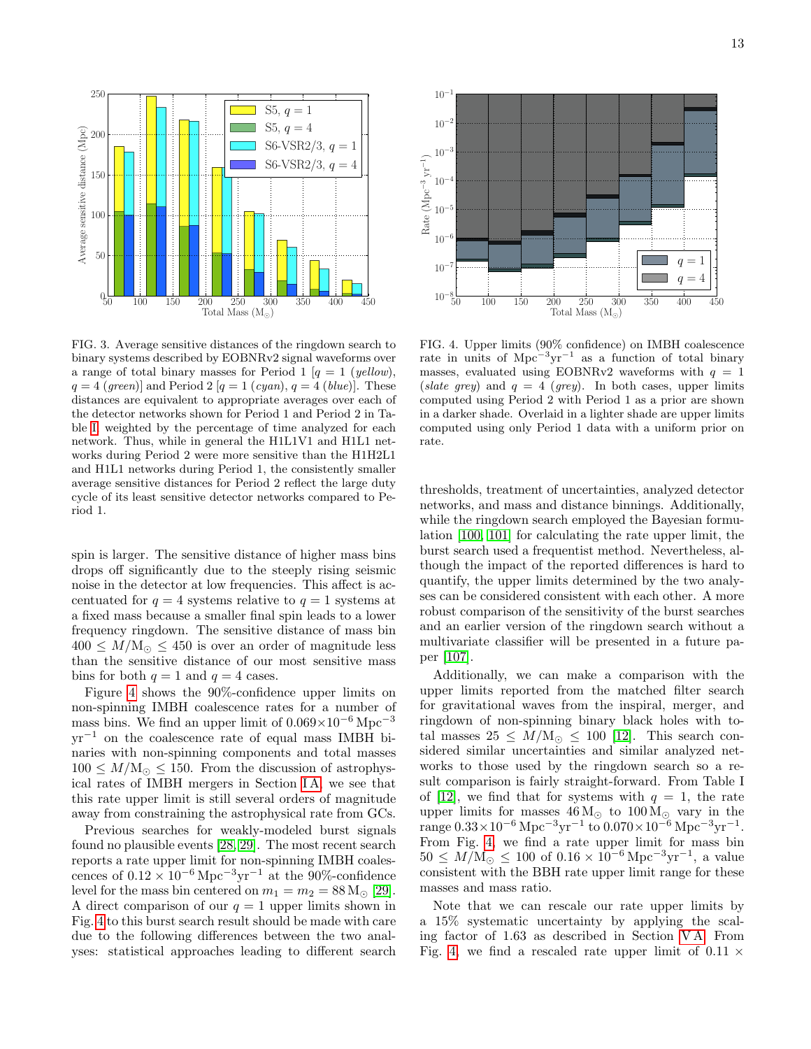FIG. 3. Average sensitive distances of the ringdown search to binary systems described by EOBNRv2 signal waveforms over a range of total binary masses for Period 1 [$q = 1$ (*yellow*), $q = 4$ (*green*)] and Period 2 [$q = 1$ (*cyan*), $q = 4$ (*blue*)]. These distances are equivalent to appropriate averages over each of the detector networks shown for Period 1 and Period 2 in Table I, weighted by the percentage of time analyzed for each network. Thus, while in general the H1L1V1 and H1L1 networks during Period 2 were more sensitive than the H1H2L1 and H1L1 networks during Period 1, the consistently smaller average sensitive distances for Period 2 reflect the large duty cycle of its least sensitive detector networks compared to Period 1.

FIG. 4. Upper limits (90% confidence) on IMBH coalescence rate in units of $\mathrm{Mpc}^{-3}\mathrm{yr}^{-1}$ as a function of total binary masses, evaluated using EOBNRv2 waveforms with $q = 1$ (*slate grey*) and $q = 4$ (*grey*). In both cases, upper limits computed using Period 2 with Period 1 as a prior are shown in a darker shade. Overlaid in a lighter shade are upper limits computed using only Period 1 data with a uniform prior on rate.

spin is larger. The sensitive distance of higher mass bins drops off significantly due to the steeply rising seismic noise in the detector at low frequencies. This affect is accentuated for $q = 4$ systems relative to $q = 1$ systems at a fixed mass because a smaller final spin leads to a lower frequency ringdown. The sensitive distance of mass bin $400 \leq M/\mathrm{M}_\odot \leq 450$ is over an order of magnitude less than the sensitive distance of our most sensitive mass bins for both $q = 1$ and $q = 4$ cases.

Figure 4 shows the 90%-confidence upper limits on non-spinning IMBH coalescence rates for a number of mass bins. We find an upper limit of $0.069 \times 10^{-6}\,\mathrm{Mpc}^{-3}\,\mathrm{yr}^{-1}$ on the coalescence rate of equal mass IMBH binaries with non-spinning components and total masses $100 \leq M/\mathrm{M}_\odot \leq 150$. From the discussion of astrophysical rates of IMBH mergers in Section I A, we see that this rate upper limit is still several orders of magnitude away from constraining the astrophysical rate from GCs.

Previous searches for weakly-modeled burst signals found no plausible events [28, 29]. The most recent search reports a rate upper limit for non-spinning IMBH coalescences of $0.12 \times 10^{-6}\,\mathrm{Mpc}^{-3}\mathrm{yr}^{-1}$ at the 90%-confidence level for the mass bin centered on $m_1 = m_2 = 88\,\mathrm{M}_\odot$ [29]. A direct comparison of our $q = 1$ upper limits shown in Fig. 4 to this burst search result should be made with care due to the following differences between the two analyses: statistical approaches leading to different search thresholds, treatment of uncertainties, analyzed detector networks, and mass and distance binnings. Additionally, while the ringdown search employed the Bayesian formulation [100, 101] for calculating the rate upper limit, the burst search used a frequentist method. Nevertheless, although the impact of the reported differences is hard to quantify, the upper limits determined by the two analyses can be considered consistent with each other. A more robust comparison of the sensitivity of the burst searches and an earlier version of the ringdown search without a multivariate classifier will be presented in a future paper [107].

Additionally, we can make a comparison with the upper limits reported from the matched filter search for gravitational waves from the inspiral, merger, and ringdown of non-spinning binary black holes with total masses $25 \leq M/\mathrm{M}_\odot \leq 100$ [12]. This search considered similar uncertainties and similar analyzed networks to those used by the ringdown search so a result comparison is fairly straight-forward. From Table I of [12], we find that for systems with $q = 1$, the rate upper limits for masses $46\,\mathrm{M}_\odot$ to $100\,\mathrm{M}_\odot$ vary in the range $0.33 \times 10^{-6}\,\mathrm{Mpc}^{-3}\mathrm{yr}^{-1}$ to $0.070 \times 10^{-6}\,\mathrm{Mpc}^{-3}\mathrm{yr}^{-1}$. From Fig. 4, we find a rate upper limit for mass bin $50 \leq M/\mathrm{M}_\odot \leq 100$ of $0.16 \times 10^{-6}\,\mathrm{Mpc}^{-3}\mathrm{yr}^{-1}$, a value consistent with the BBH rate upper limit range for these masses and mass ratio.

Note that we can rescale our rate upper limits by a 15% systematic uncertainty by applying the scaling factor of 1.63 as described in Section V A. From Fig. 4, we find a rescaled rate upper limit of $0.11 \times$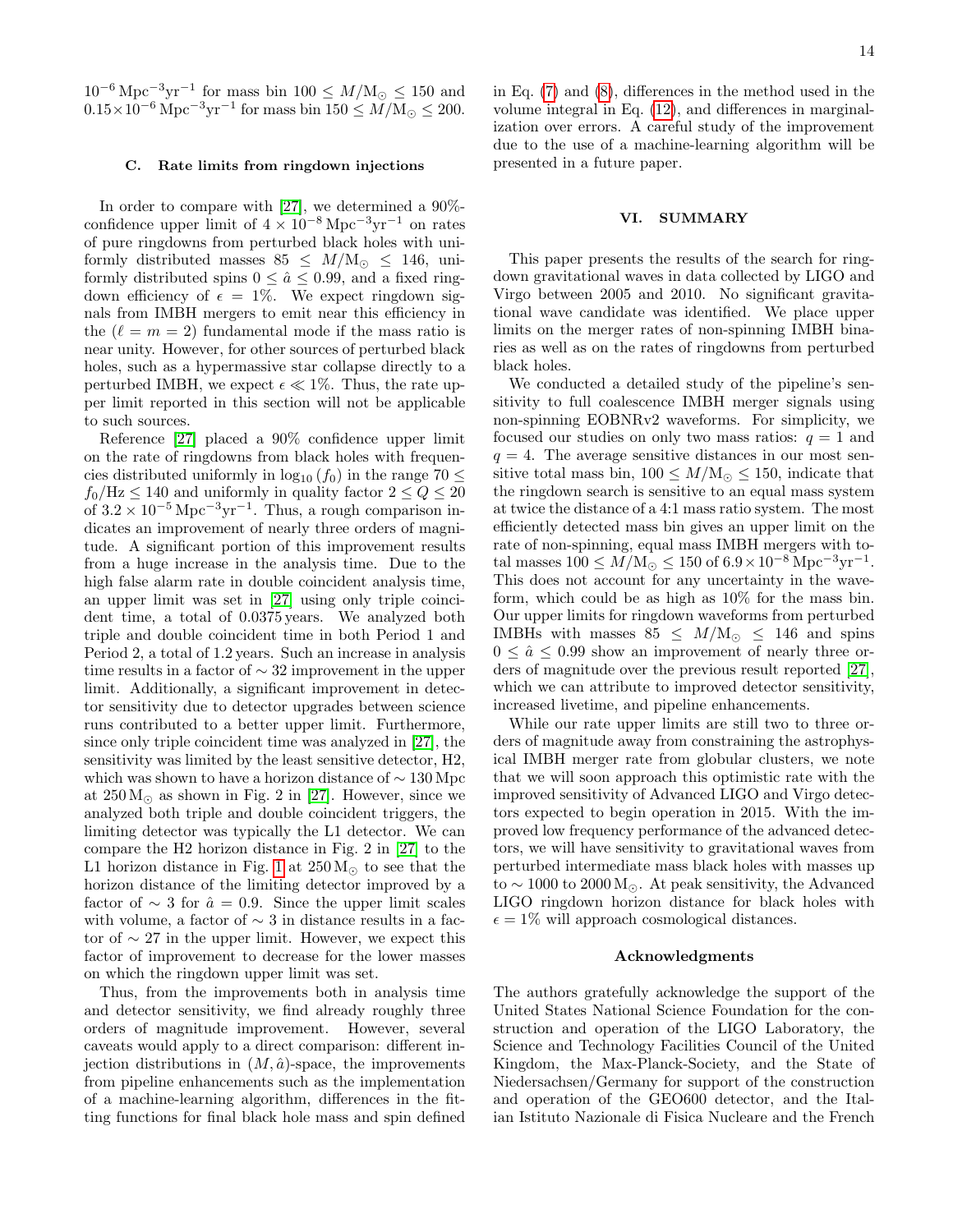$10^{-6}\,\mathrm{Mpc}^{-3}\mathrm{yr}^{-1}$ for mass bin $100 \le M/\mathrm{M}_\odot \le 150$ and $0.15\times10^{-6}\,\mathrm{Mpc}^{-3}\mathrm{yr}^{-1}$ for mass bin $150 \le M/\mathrm{M}_\odot \le 200$.

### C. Rate limits from ringdown injections

In order to compare with [27], we determined a 90%-confidence upper limit of $4 \times 10^{-8}\,\mathrm{Mpc}^{-3}\mathrm{yr}^{-1}$ on rates of pure ringdowns from perturbed black holes with uniformly distributed masses $85 \le M/\mathrm{M}_\odot \le 146$, uniformly distributed spins $0 \le \hat{a} \le 0.99$, and a fixed ringdown efficiency of $\epsilon = 1\%$. We expect ringdown signals from IMBH mergers to emit near this efficiency in the ($\ell = m = 2$) fundamental mode if the mass ratio is near unity. However, for other sources of perturbed black holes, such as a hypermassive star collapse directly to a perturbed IMBH, we expect $\epsilon \ll 1\%$. Thus, the rate upper limit reported in this section will not be applicable to such sources.

Reference [27] placed a 90% confidence upper limit on the rate of ringdowns from black holes with frequencies distributed uniformly in $\log_{10}(f_0)$ in the range $70 \le f_0/\mathrm{Hz} \le 140$ and uniformly in quality factor $2 \le Q \le 20$ of $3.2 \times 10^{-5}\,\mathrm{Mpc}^{-3}\mathrm{yr}^{-1}$. Thus, a rough comparison indicates an improvement of nearly three orders of magnitude. A significant portion of this improvement results from a huge increase in the analysis time. Due to the high false alarm rate in double coincident analysis time, an upper limit was set in [27] using only triple coincident time, a total of 0.0375 years. We analyzed both triple and double coincident time in both Period 1 and Period 2, a total of 1.2 years. Such an increase in analysis time results in a factor of $\sim 32$ improvement in the upper limit. Additionally, a significant improvement in detector sensitivity due to detector upgrades between science runs contributed to a better upper limit. Furthermore, since only triple coincident time was analyzed in [27], the sensitivity was limited by the least sensitive detector, H2, which was shown to have a horizon distance of $\sim 130\,\mathrm{Mpc}$ at $250\,\mathrm{M}_\odot$ as shown in Fig. 2 in [27]. However, since we analyzed both triple and double coincident triggers, the limiting detector was typically the L1 detector. We can compare the H2 horizon distance in Fig. 2 in [27] to the L1 horizon distance in Fig. 1 at $250\,\mathrm{M}_\odot$ to see that the horizon distance of the limiting detector improved by a factor of $\sim 3$ for $\hat{a} = 0.9$. Since the upper limit scales with volume, a factor of $\sim 3$ in distance results in a factor of $\sim 27$ in the upper limit. However, we expect this factor of improvement to decrease for the lower masses on which the ringdown upper limit was set.

Thus, from the improvements both in analysis time and detector sensitivity, we find already roughly three orders of magnitude improvement. However, several caveats would apply to a direct comparison: different injection distributions in $(M, \hat{a})$-space, the improvements from pipeline enhancements such as the implementation of a machine-learning algorithm, differences in the fitting functions for final black hole mass and spin defined in Eq. (7) and (8), differences in the method used in the volume integral in Eq. (12), and differences in marginalization over errors. A careful study of the improvement due to the use of a machine-learning algorithm will be presented in a future paper.

## VI. SUMMARY

This paper presents the results of the search for ringdown gravitational waves in data collected by LIGO and Virgo between 2005 and 2010. No significant gravitational wave candidate was identified. We place upper limits on the merger rates of non-spinning IMBH binaries as well as on the rates of ringdowns from perturbed black holes.

We conducted a detailed study of the pipeline's sensitivity to full coalescence IMBH merger signals using non-spinning EOBNRv2 waveforms. For simplicity, we focused our studies on only two mass ratios: $q = 1$ and $q = 4$. The average sensitive distances in our most sensitive total mass bin, $100 \le M/\mathrm{M}_\odot \le 150$, indicate that the ringdown search is sensitive to an equal mass system at twice the distance of a 4:1 mass ratio system. The most efficiently detected mass bin gives an upper limit on the rate of non-spinning, equal mass IMBH mergers with total masses $100 \le M/\mathrm{M}_\odot \le 150$ of $6.9 \times 10^{-8}\,\mathrm{Mpc}^{-3}\mathrm{yr}^{-1}$. This does not account for any uncertainty in the waveform, which could be as high as 10% for the mass bin. Our upper limits for ringdown waveforms from perturbed IMBHs with masses $85 \le M/\mathrm{M}_\odot \le 146$ and spins $0 \le \hat{a} \le 0.99$ show an improvement of nearly three orders of magnitude over the previous result reported [27], which we can attribute to improved detector sensitivity, increased livetime, and pipeline enhancements.

While our rate upper limits are still two to three orders of magnitude away from constraining the astrophysical IMBH merger rate from globular clusters, we note that we will soon approach this optimistic rate with the improved sensitivity of Advanced LIGO and Virgo detectors expected to begin operation in 2015. With the improved low frequency performance of the advanced detectors, we will have sensitivity to gravitational waves from perturbed intermediate mass black holes with masses up to $\sim 1000$ to $2000\,\mathrm{M}_\odot$. At peak sensitivity, the Advanced LIGO ringdown horizon distance for black holes with $\epsilon = 1\%$ will approach cosmological distances.

### Acknowledgments

The authors gratefully acknowledge the support of the United States National Science Foundation for the construction and operation of the LIGO Laboratory, the Science and Technology Facilities Council of the United Kingdom, the Max-Planck-Society, and the State of Niedersachsen/Germany for support of the construction and operation of the GEO600 detector, and the Italian Istituto Nazionale di Fisica Nucleare and the French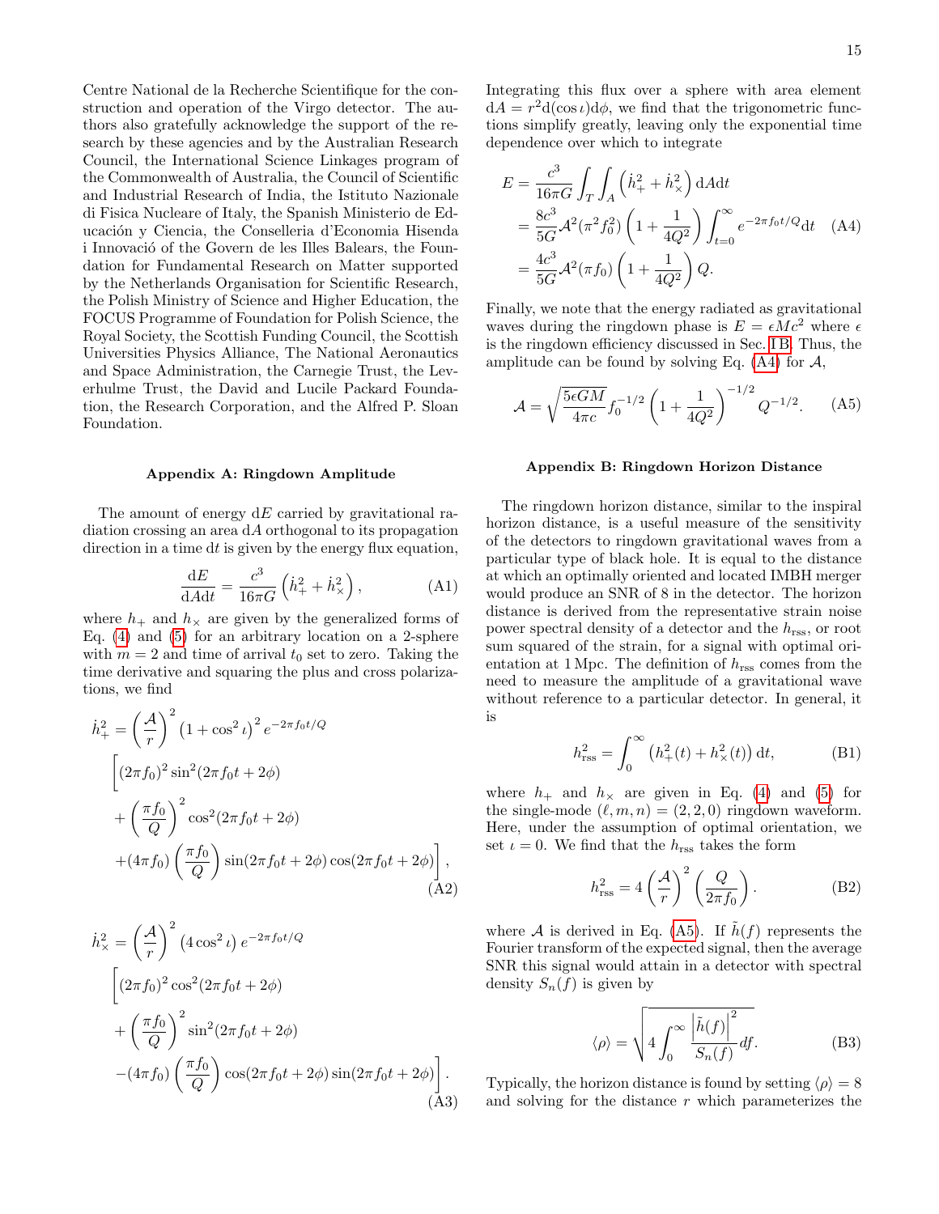Centre National de la Recherche Scientifique for the construction and operation of the Virgo detector. The authors also gratefully acknowledge the support of the research by these agencies and by the Australian Research Council, the International Science Linkages program of the Commonwealth of Australia, the Council of Scientific and Industrial Research of India, the Istituto Nazionale di Fisica Nucleare of Italy, the Spanish Ministerio de Educación y Ciencia, the Conselleria d'Economia Hisenda i Innovació of the Govern de les Illes Balears, the Foundation for Fundamental Research on Matter supported by the Netherlands Organisation for Scientific Research, the Polish Ministry of Science and Higher Education, the FOCUS Programme of Foundation for Polish Science, the Royal Society, the Scottish Funding Council, the Scottish Universities Physics Alliance, The National Aeronautics and Space Administration, the Carnegie Trust, the Leverhulme Trust, the David and Lucile Packard Foundation, the Research Corporation, and the Alfred P. Sloan Foundation.

### Appendix A: Ringdown Amplitude

The amount of energy $\mathrm{d}E$ carried by gravitational radiation crossing an area $\mathrm{d}A$ orthogonal to its propagation direction in a time $\mathrm{d}t$ is given by the energy flux equation,

$$\frac{\mathrm{d}E}{\mathrm{d}A\mathrm{d}t} = \frac{c^3}{16\pi G}\left(\dot{h}_+^2 + \dot{h}_\times^2\right), \tag{A1}$$

where $h_+$ and $h_\times$ are given by the generalized forms of Eq. (4) and (5) for an arbitrary location on a 2-sphere with $m = 2$ and time of arrival $t_0$ set to zero. Taking the time derivative and squaring the plus and cross polarizations, we find

$$\begin{aligned}
\dot{h}_+^2 &= \left(\frac{\mathcal{A}}{r}\right)^2 \left(1+\cos^2\iota\right)^2 e^{-2\pi f_0 t/Q} \\
&\Bigg[(2\pi f_0)^2 \sin^2(2\pi f_0 t + 2\phi) \\
&+ \left(\frac{\pi f_0}{Q}\right)^2 \cos^2(2\pi f_0 t + 2\phi) \\
&+ (4\pi f_0)\left(\frac{\pi f_0}{Q}\right) \sin(2\pi f_0 t + 2\phi)\cos(2\pi f_0 t + 2\phi)\Bigg],
\end{aligned} \tag{A2}$$

$$\begin{aligned}
\dot{h}_\times^2 &= \left(\frac{\mathcal{A}}{r}\right)^2 \left(4\cos^2\iota\right) e^{-2\pi f_0 t/Q} \\
&\Bigg[(2\pi f_0)^2 \cos^2(2\pi f_0 t + 2\phi) \\
&+ \left(\frac{\pi f_0}{Q}\right)^2 \sin^2(2\pi f_0 t + 2\phi) \\
&- (4\pi f_0)\left(\frac{\pi f_0}{Q}\right) \cos(2\pi f_0 t + 2\phi)\sin(2\pi f_0 t + 2\phi)\Bigg].
\end{aligned} \tag{A3}$$

Integrating this flux over a sphere with area element $\mathrm{d}A = r^2 \mathrm{d}(\cos\iota)\mathrm{d}\phi$, we find that the trigonometric functions simplify greatly, leaving only the exponential time dependence over which to integrate

$$\begin{aligned}
E &= \frac{c^3}{16\pi G}\int_T\int_A \left(\dot{h}_+^2 + \dot{h}_\times^2\right)\mathrm{d}A\mathrm{d}t \\
&= \frac{8c^3}{5G}\mathcal{A}^2(\pi^2 f_0^2)\left(1 + \frac{1}{4Q^2}\right)\int_{t=0}^{\infty} e^{-2\pi f_0 t/Q}\mathrm{d}t \\
&= \frac{4c^3}{5G}\mathcal{A}^2(\pi f_0)\left(1 + \frac{1}{4Q^2}\right)Q.
\end{aligned} \tag{A4}$$

Finally, we note that the energy radiated as gravitational waves during the ringdown phase is $E = \epsilon M c^2$ where $\epsilon$ is the ringdown efficiency discussed in Sec. I B. Thus, the amplitude can be found by solving Eq. (A4) for $\mathcal{A}$,

$$\mathcal{A} = \sqrt{\frac{5\epsilon G M}{4\pi c}}\, f_0^{-1/2}\left(1 + \frac{1}{4Q^2}\right)^{-1/2} Q^{-1/2}. \tag{A5}$$

### Appendix B: Ringdown Horizon Distance

The ringdown horizon distance, similar to the inspiral horizon distance, is a useful measure of the sensitivity of the detectors to ringdown gravitational waves from a particular type of black hole. It is equal to the distance at which an optimally oriented and located IMBH merger would produce an SNR of 8 in the detector. The horizon distance is derived from the representative strain noise power spectral density of a detector and the $h_{\mathrm{rss}}$, or root sum squared of the strain, for a signal with optimal orientation at 1 Mpc. The definition of $h_{\mathrm{rss}}$ comes from the need to measure the amplitude of a gravitational wave without reference to a particular detector. In general, it is

$$h_{\mathrm{rss}}^2 = \int_0^\infty \left(h_+^2(t) + h_\times^2(t)\right)\mathrm{d}t, \tag{B1}$$

where $h_+$ and $h_\times$ are given in Eq. (4) and (5) for the single-mode $(\ell, m, n) = (2, 2, 0)$ ringdown waveform. Here, under the assumption of optimal orientation, we set $\iota = 0$. We find that the $h_{\mathrm{rss}}$ takes the form

$$h_{\mathrm{rss}}^2 = 4\left(\frac{\mathcal{A}}{r}\right)^2\left(\frac{Q}{2\pi f_0}\right). \tag{B2}$$

where $\mathcal{A}$ is derived in Eq. (A5). If $\tilde{h}(f)$ represents the Fourier transform of the expected signal, then the average SNR this signal would attain in a detector with spectral density $S_n(f)$ is given by

$$\langle\rho\rangle = \sqrt{4\int_0^\infty \frac{\left|\tilde{h}(f)\right|^2}{S_n(f)}df}. \tag{B3}$$

Typically, the horizon distance is found by setting $\langle\rho\rangle = 8$ and solving for the distance $r$ which parameterizes the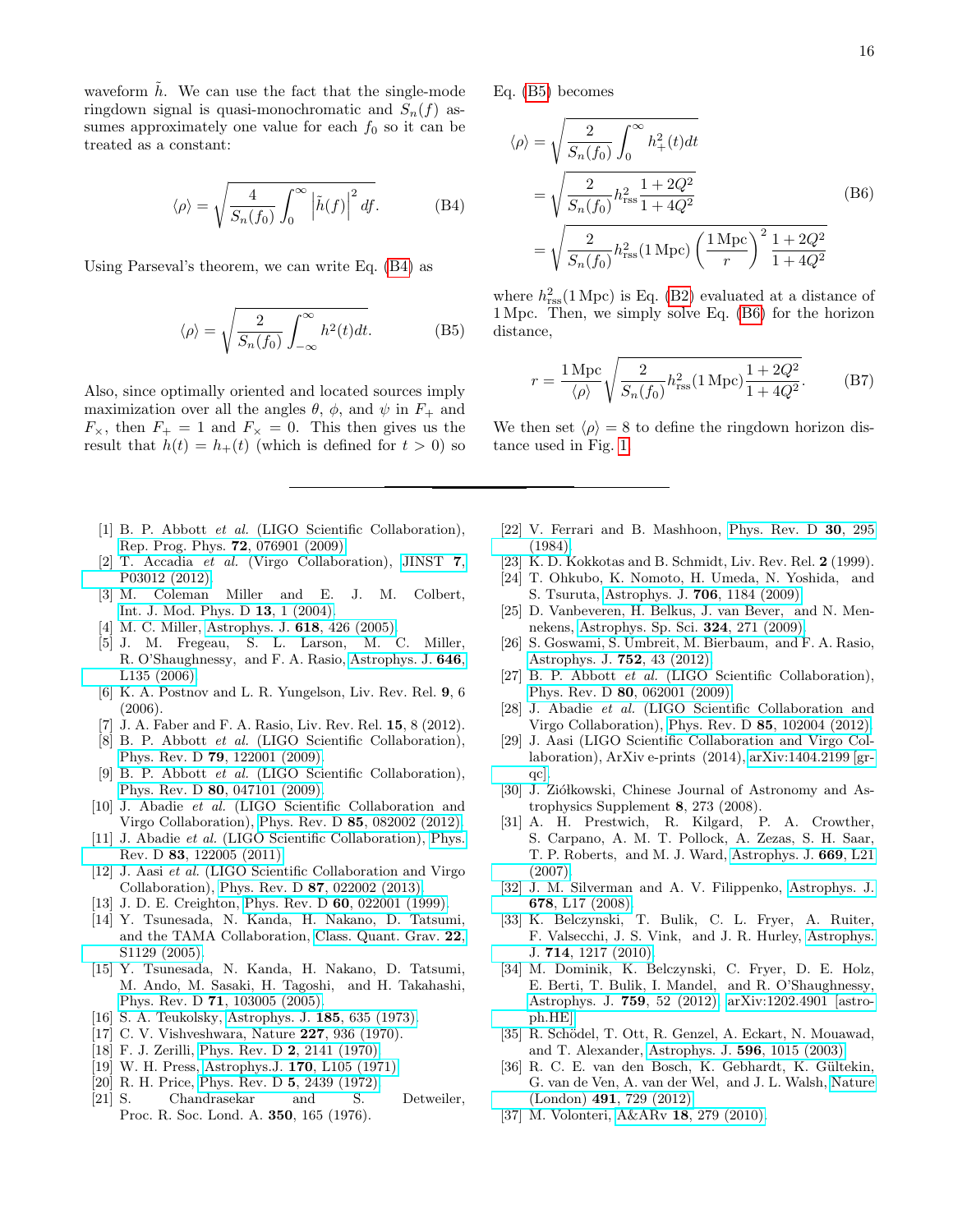waveform $\tilde{h}$. We can use the fact that the single-mode ringdown signal is quasi-monochromatic and $S_n(f)$ assumes approximately one value for each $f_0$ so it can be treated as a constant:

$$\langle\rho\rangle = \sqrt{\frac{4}{S_n(f_0)}\int_0^\infty \left|\tilde{h}(f)\right|^2 df}. \tag{B4}$$

Using Parseval's theorem, we can write Eq. (B4) as

$$\langle\rho\rangle = \sqrt{\frac{2}{S_n(f_0)}\int_{-\infty}^\infty h^2(t) dt}. \tag{B5}$$

Also, since optimally oriented and located sources imply maximization over all the angles $\theta$, $\phi$, and $\psi$ in $F_+$ and $F_\times$, then $F_+ = 1$ and $F_\times = 0$. This then gives us the result that $h(t) = h_+(t)$ (which is defined for $t > 0$) so Eq. (B5) becomes

$$\begin{aligned}\langle\rho\rangle &= \sqrt{\frac{2}{S_n(f_0)}\int_0^\infty h_+^2(t) dt}\\ &= \sqrt{\frac{2}{S_n(f_0)} h_{\rm rss}^2 \frac{1+2Q^2}{1+4Q^2}}\\ &= \sqrt{\frac{2}{S_n(f_0)} h_{\rm rss}^2(1\,{\rm Mpc}) \left(\frac{1\,{\rm Mpc}}{r}\right)^2 \frac{1+2Q^2}{1+4Q^2}}\end{aligned} \tag{B6}$$

where $h_{\rm rss}^2(1\,{\rm Mpc})$ is Eq. (B2) evaluated at a distance of 1 Mpc. Then, we simply solve Eq. (B6) for the horizon distance,

$$r = \frac{1\,{\rm Mpc}}{\langle\rho\rangle}\sqrt{\frac{2}{S_n(f_0)} h_{\rm rss}^2(1\,{\rm Mpc})\frac{1+2Q^2}{1+4Q^2}}. \tag{B7}$$

We then set $\langle\rho\rangle = 8$ to define the ringdown horizon distance used in Fig. 1.

---

[1] B. P. Abbott *et al.* (LIGO Scientific Collaboration), Rep. Prog. Phys. **72**, 076901 (2009).
[2] T. Accadia *et al.* (Virgo Collaboration), JINST **7**, P03012 (2012).
[3] M. Coleman Miller and E. J. M. Colbert, Int. J. Mod. Phys. D **13**, 1 (2004).
[4] M. C. Miller, Astrophys. J. **618**, 426 (2005).
[5] J. M. Fregeau, S. L. Larson, M. C. Miller, R. O'Shaughnessy, and F. A. Rasio, Astrophys. J. **646**, L135 (2006).
[6] K. A. Postnov and L. R. Yungelson, Liv. Rev. Rel. **9**, 6 (2006).
[7] J. A. Faber and F. A. Rasio, Liv. Rev. Rel. **15**, 8 (2012).
[8] B. P. Abbott *et al.* (LIGO Scientific Collaboration), Phys. Rev. D **79**, 122001 (2009).
[9] B. P. Abbott *et al.* (LIGO Scientific Collaboration), Phys. Rev. D **80**, 047101 (2009).
[10] J. Abadie *et al.* (LIGO Scientific Collaboration and Virgo Collaboration), Phys. Rev. D **85**, 082002 (2012).
[11] J. Abadie *et al.* (LIGO Scientific Collaboration), Phys. Rev. D **83**, 122005 (2011).
[12] J. Aasi *et al.* (LIGO Scientific Collaboration and Virgo Collaboration), Phys. Rev. D **87**, 022002 (2013).
[13] J. D. E. Creighton, Phys. Rev. D **60**, 022001 (1999).
[14] Y. Tsunesada, N. Kanda, H. Nakano, D. Tatsumi, and the TAMA Collaboration, Class. Quant. Grav. **22**, S1129 (2005).
[15] Y. Tsunesada, N. Kanda, H. Nakano, D. Tatsumi, M. Ando, M. Sasaki, H. Tagoshi, and H. Takahashi, Phys. Rev. D **71**, 103005 (2005).
[16] S. A. Teukolsky, Astrophys. J. **185**, 635 (1973).
[17] C. V. Vishveshwara, Nature **227**, 936 (1970).
[18] F. J. Zerilli, Phys. Rev. D **2**, 2141 (1970).
[19] W. H. Press, Astrophys.J. **170**, L105 (1971).
[20] R. H. Price, Phys. Rev. D **5**, 2439 (1972).
[21] S. Chandrasekar and S. Detweiler, Proc. R. Soc. Lond. A. **350**, 165 (1976).
[22] V. Ferrari and B. Mashhoon, Phys. Rev. D **30**, 295 (1984).
[23] K. D. Kokkotas and B. Schmidt, Liv. Rev. Rel. **2** (1999).
[24] T. Ohkubo, K. Nomoto, H. Umeda, N. Yoshida, and S. Tsuruta, Astrophys. J. **706**, 1184 (2009).
[25] D. Vanbeveren, H. Belkus, J. van Bever, and N. Mennekens, Astrophys. Sp. Sci. **324**, 271 (2009).
[26] S. Goswami, S. Umbreit, M. Bierbaum, and F. A. Rasio, Astrophys. J. **752**, 43 (2012).
[27] B. P. Abbott *et al.* (LIGO Scientific Collaboration), Phys. Rev. D **80**, 062001 (2009).
[28] J. Abadie *et al.* (LIGO Scientific Collaboration and Virgo Collaboration), Phys. Rev. D **85**, 102004 (2012).
[29] J. Aasi (LIGO Scientific Collaboration and Virgo Collaboration), ArXiv e-prints (2014), arXiv:1404.2199 [gr-qc].
[30] J. Ziółkowski, Chinese Journal of Astronomy and Astrophysics Supplement **8**, 273 (2008).
[31] A. H. Prestwich, R. Kilgard, P. A. Crowther, S. Carpano, A. M. T. Pollock, A. Zezas, S. H. Saar, T. P. Roberts, and M. J. Ward, Astrophys. J. **669**, L21 (2007).
[32] J. M. Silverman and A. V. Filippenko, Astrophys. J. **678**, L17 (2008).
[33] K. Belczynski, T. Bulik, C. L. Fryer, A. Ruiter, F. Valsecchi, J. S. Vink, and J. R. Hurley, Astrophys. J. **714**, 1217 (2010).
[34] M. Dominik, K. Belczynski, C. Fryer, D. E. Holz, E. Berti, T. Bulik, I. Mandel, and R. O'Shaughnessy, Astrophys. J. **759**, 52 (2012), arXiv:1202.4901 [astro-ph.HE].
[35] R. Schödel, T. Ott, R. Genzel, A. Eckart, N. Mouawad, and T. Alexander, Astrophys. J. **596**, 1015 (2003).
[36] R. C. E. van den Bosch, K. Gebhardt, K. Gültekin, G. van de Ven, A. van der Wel, and J. L. Walsh, Nature (London) **491**, 729 (2012).
[37] M. Volonteri, A&ARv **18**, 279 (2010).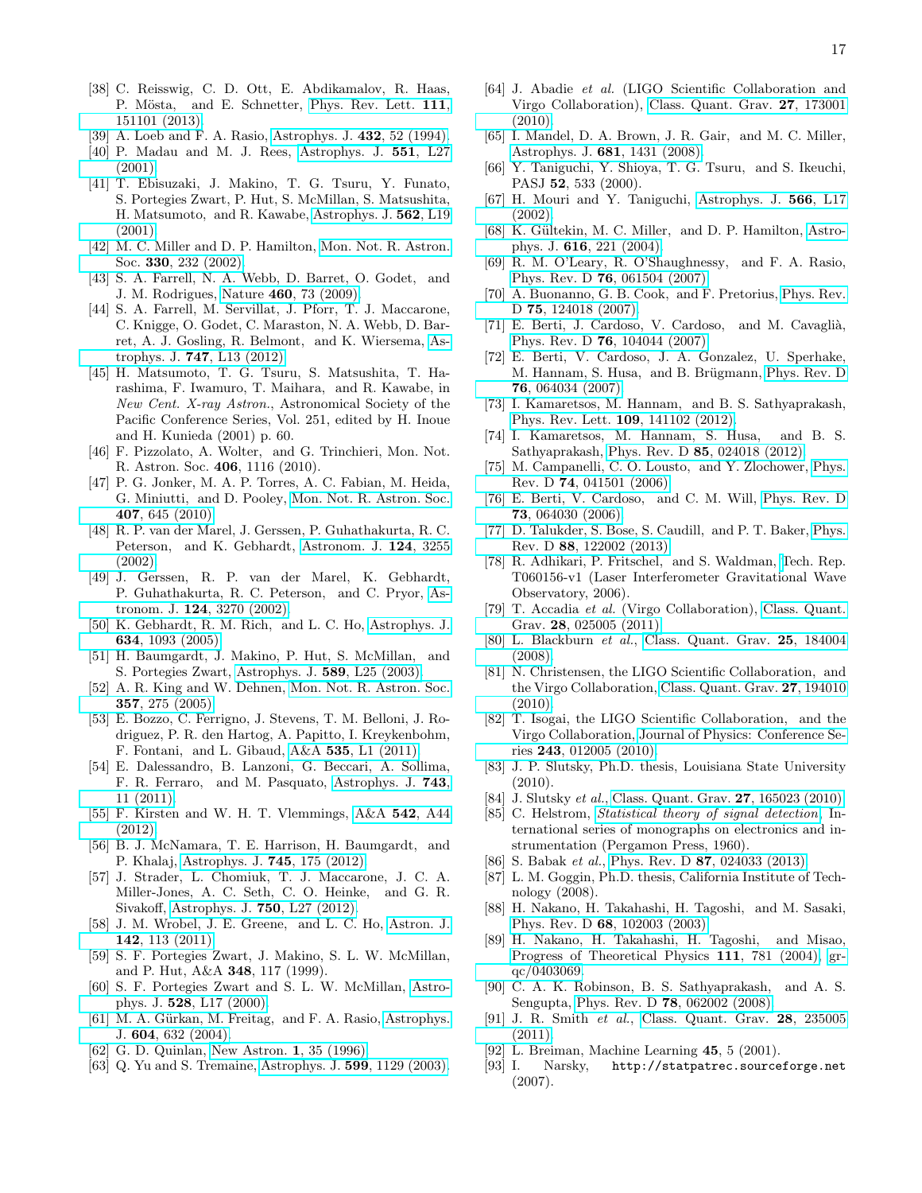[38] C. Reisswig, C. D. Ott, E. Abdikamalov, R. Haas, P. Mösta, and E. Schnetter, Phys. Rev. Lett. **111**, 151101 (2013).

[39] A. Loeb and F. A. Rasio, Astrophys. J. **432**, 52 (1994).

[40] P. Madau and M. J. Rees, Astrophys. J. **551**, L27 (2001).

[41] T. Ebisuzaki, J. Makino, T. G. Tsuru, Y. Funato, S. Portegies Zwart, P. Hut, S. McMillan, S. Matsushita, H. Matsumoto, and R. Kawabe, Astrophys. J. **562**, L19 (2001).

[42] M. C. Miller and D. P. Hamilton, Mon. Not. R. Astron. Soc. **330**, 232 (2002).

[43] S. A. Farrell, N. A. Webb, D. Barret, O. Godet, and J. M. Rodrigues, Nature **460**, 73 (2009).

[44] S. A. Farrell, M. Servillat, J. Pforr, T. J. Maccarone, C. Knigge, O. Godet, C. Maraston, N. A. Webb, D. Barret, A. J. Gosling, R. Belmont, and K. Wiersema, Astrophys. J. **747**, L13 (2012).

[45] H. Matsumoto, T. G. Tsuru, S. Matsushita, T. Harashima, F. Iwamuro, T. Maihara, and R. Kawabe, in *New Cent. X-ray Astron.*, Astronomical Society of the Pacific Conference Series, Vol. 251, edited by H. Inoue and H. Kunieda (2001) p. 60.

[46] F. Pizzolato, A. Wolter, and G. Trinchieri, Mon. Not. R. Astron. Soc. **406**, 1116 (2010).

[47] P. G. Jonker, M. A. P. Torres, A. C. Fabian, M. Heida, G. Miniutti, and D. Pooley, Mon. Not. R. Astron. Soc. **407**, 645 (2010).

[48] R. P. van der Marel, J. Gerssen, P. Guhathakurta, R. C. Peterson, and K. Gebhardt, Astronom. J. **124**, 3255 (2002).

[49] J. Gerssen, R. P. van der Marel, K. Gebhardt, P. Guhathakurta, R. C. Peterson, and C. Pryor, Astronom. J. **124**, 3270 (2002).

[50] K. Gebhardt, R. M. Rich, and L. C. Ho, Astrophys. J. **634**, 1093 (2005).

[51] H. Baumgardt, J. Makino, P. Hut, S. McMillan, and S. Portegies Zwart, Astrophys. J. **589**, L25 (2003).

[52] A. R. King and W. Dehnen, Mon. Not. R. Astron. Soc. **357**, 275 (2005).

[53] E. Bozzo, C. Ferrigno, J. Stevens, T. M. Belloni, J. Rodriguez, P. R. den Hartog, A. Papitto, I. Kreykenbohm, F. Fontani, and L. Gibaud, A&A **535**, L1 (2011).

[54] E. Dalessandro, B. Lanzoni, G. Beccari, A. Sollima, F. R. Ferraro, and M. Pasquato, Astrophys. J. **743**, 11 (2011).

[55] F. Kirsten and W. H. T. Vlemmings, A&A **542**, A44 (2012).

[56] B. J. McNamara, T. E. Harrison, H. Baumgardt, and P. Khalaj, Astrophys. J. **745**, 175 (2012).

[57] J. Strader, L. Chomiuk, T. J. Maccarone, J. C. A. Miller-Jones, A. C. Seth, C. O. Heinke, and G. R. Sivakoff, Astrophys. J. **750**, L27 (2012).

[58] J. M. Wrobel, J. E. Greene, and L. C. Ho, Astron. J. **142**, 113 (2011).

[59] S. F. Portegies Zwart, J. Makino, S. L. W. McMillan, and P. Hut, A&A **348**, 117 (1999).

[60] S. F. Portegies Zwart and S. L. W. McMillan, Astrophys. J. **528**, L17 (2000).

[61] M. A. Gürkan, M. Freitag, and F. A. Rasio, Astrophys. J. **604**, 632 (2004).

[62] G. D. Quinlan, New Astron. **1**, 35 (1996).

[63] Q. Yu and S. Tremaine, Astrophys. J. **599**, 1129 (2003).

[64] J. Abadie *et al.* (LIGO Scientific Collaboration and Virgo Collaboration), Class. Quant. Grav. **27**, 173001 (2010).

[65] I. Mandel, D. A. Brown, J. R. Gair, and M. C. Miller, Astrophys. J. **681**, 1431 (2008).

[66] Y. Taniguchi, Y. Shioya, T. G. Tsuru, and S. Ikeuchi, PASJ **52**, 533 (2000).

[67] H. Mouri and Y. Taniguchi, Astrophys. J. **566**, L17 (2002).

[68] K. Gültekin, M. C. Miller, and D. P. Hamilton, Astrophys. J. **616**, 221 (2004).

[69] R. M. O'Leary, R. O'Shaughnessy, and F. A. Rasio, Phys. Rev. D **76**, 061504 (2007).

[70] A. Buonanno, G. B. Cook, and F. Pretorius, Phys. Rev. D **75**, 124018 (2007).

[71] E. Berti, J. Cardoso, V. Cardoso, and M. Cavaglià, Phys. Rev. D **76**, 104044 (2007).

[72] E. Berti, V. Cardoso, J. A. Gonzalez, U. Sperhake, M. Hannam, S. Husa, and B. Brügmann, Phys. Rev. D **76**, 064034 (2007).

[73] I. Kamaretsos, M. Hannam, and B. S. Sathyaprakash, Phys. Rev. Lett. **109**, 141102 (2012).

[74] I. Kamaretsos, M. Hannam, S. Husa, and B. S. Sathyaprakash, Phys. Rev. D **85**, 024018 (2012).

[75] M. Campanelli, C. O. Lousto, and Y. Zlochower, Phys. Rev. D **74**, 041501 (2006).

[76] E. Berti, V. Cardoso, and C. M. Will, Phys. Rev. D **73**, 064030 (2006).

[77] D. Talukder, S. Bose, S. Caudill, and P. T. Baker, Phys. Rev. D **88**, 122002 (2013).

[78] R. Adhikari, P. Fritschel, and S. Waldman, Tech. Rep. T060156-v1 (Laser Interferometer Gravitational Wave Observatory, 2006).

[79] T. Accadia *et al.* (Virgo Collaboration), Class. Quant. Grav. **28**, 025005 (2011).

[80] L. Blackburn *et al.*, Class. Quant. Grav. **25**, 184004 (2008).

[81] N. Christensen, the LIGO Scientific Collaboration, and the Virgo Collaboration, Class. Quant. Grav. **27**, 194010 (2010).

[82] T. Isogai, the LIGO Scientific Collaboration, and the Virgo Collaboration, Journal of Physics: Conference Series **243**, 012005 (2010).

[83] J. P. Slutsky, Ph.D. thesis, Louisiana State University (2010).

[84] J. Slutsky *et al.*, Class. Quant. Grav. **27**, 165023 (2010).

[85] C. Helstrom, *Statistical theory of signal detection*, International series of monographs on electronics and instrumentation (Pergamon Press, 1960).

[86] S. Babak *et al.*, Phys. Rev. D **87**, 024033 (2013).

[87] L. M. Goggin, Ph.D. thesis, California Institute of Technology (2008).

[88] H. Nakano, H. Takahashi, H. Tagoshi, and M. Sasaki, Phys. Rev. D **68**, 102003 (2003).

[89] H. Nakano, H. Takahashi, H. Tagoshi, and Misao, Progress of Theoretical Physics **111**, 781 (2004), gr-qc/0403069.

[90] C. A. K. Robinson, B. S. Sathyaprakash, and A. S. Sengupta, Phys. Rev. D **78**, 062002 (2008).

[91] J. R. Smith *et al.*, Class. Quant. Grav. **28**, 235005 (2011).

[92] L. Breiman, Machine Learning **45**, 5 (2001).

[93] I. Narsky, `http://statpatrec.sourceforge.net` (2007).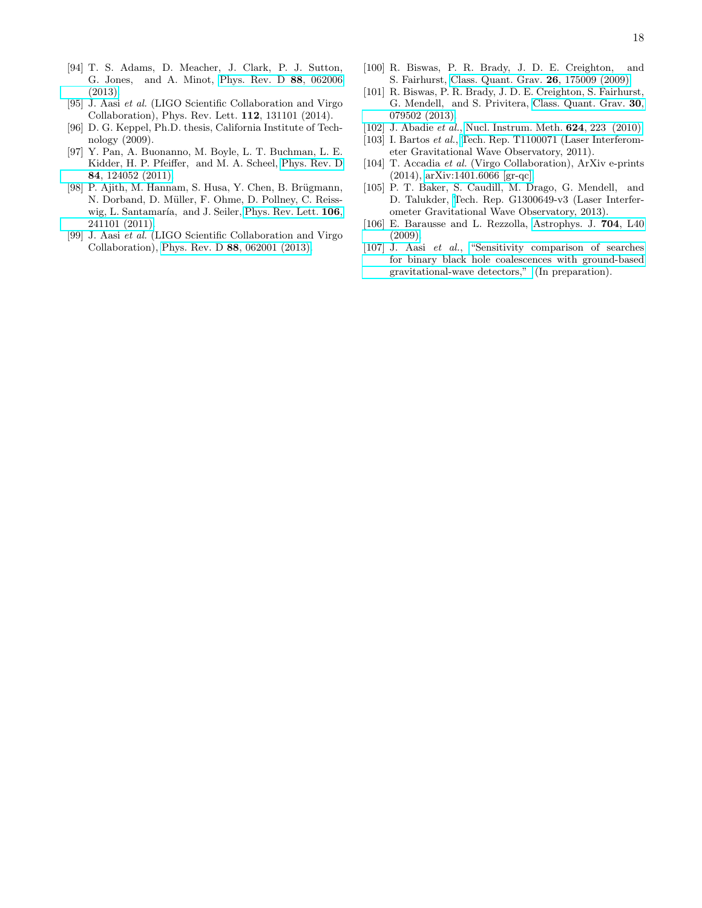[94] T. S. Adams, D. Meacher, J. Clark, P. J. Sutton, G. Jones, and A. Minot, Phys. Rev. D **88**, 062006 (2013).

[95] J. Aasi *et al.* (LIGO Scientific Collaboration and Virgo Collaboration), Phys. Rev. Lett. **112**, 131101 (2014).

[96] D. G. Keppel, Ph.D. thesis, California Institute of Technology (2009).

[97] Y. Pan, A. Buonanno, M. Boyle, L. T. Buchman, L. E. Kidder, H. P. Pfeiffer, and M. A. Scheel, Phys. Rev. D **84**, 124052 (2011).

[98] P. Ajith, M. Hannam, S. Husa, Y. Chen, B. Brügmann, N. Dorband, D. Müller, F. Ohme, D. Pollney, C. Reisswig, L. Santamaría, and J. Seiler, Phys. Rev. Lett. **106**, 241101 (2011).

[99] J. Aasi *et al.* (LIGO Scientific Collaboration and Virgo Collaboration), Phys. Rev. D **88**, 062001 (2013).

[100] R. Biswas, P. R. Brady, J. D. E. Creighton, and S. Fairhurst, Class. Quant. Grav. **26**, 175009 (2009).

[101] R. Biswas, P. R. Brady, J. D. E. Creighton, S. Fairhurst, G. Mendell, and S. Privitera, Class. Quant. Grav. **30**, 079502 (2013).

[102] J. Abadie *et al.*, Nucl. Instrum. Meth. **624**, 223 (2010).

[103] I. Bartos *et al.*, Tech. Rep. T1100071 (Laser Interferometer Gravitational Wave Observatory, 2011).

[104] T. Accadia *et al.* (Virgo Collaboration), ArXiv e-prints (2014), arXiv:1401.6066 [gr-qc].

[105] P. T. Baker, S. Caudill, M. Drago, G. Mendell, and D. Talukder, Tech. Rep. G1300649-v3 (Laser Interferometer Gravitational Wave Observatory, 2013).

[106] E. Barausse and L. Rezzolla, Astrophys. J. **704**, L40 (2009).

[107] J. Aasi *et al.*, "Sensitivity comparison of searches for binary black hole coalescences with ground-based gravitational-wave detectors," (In preparation).